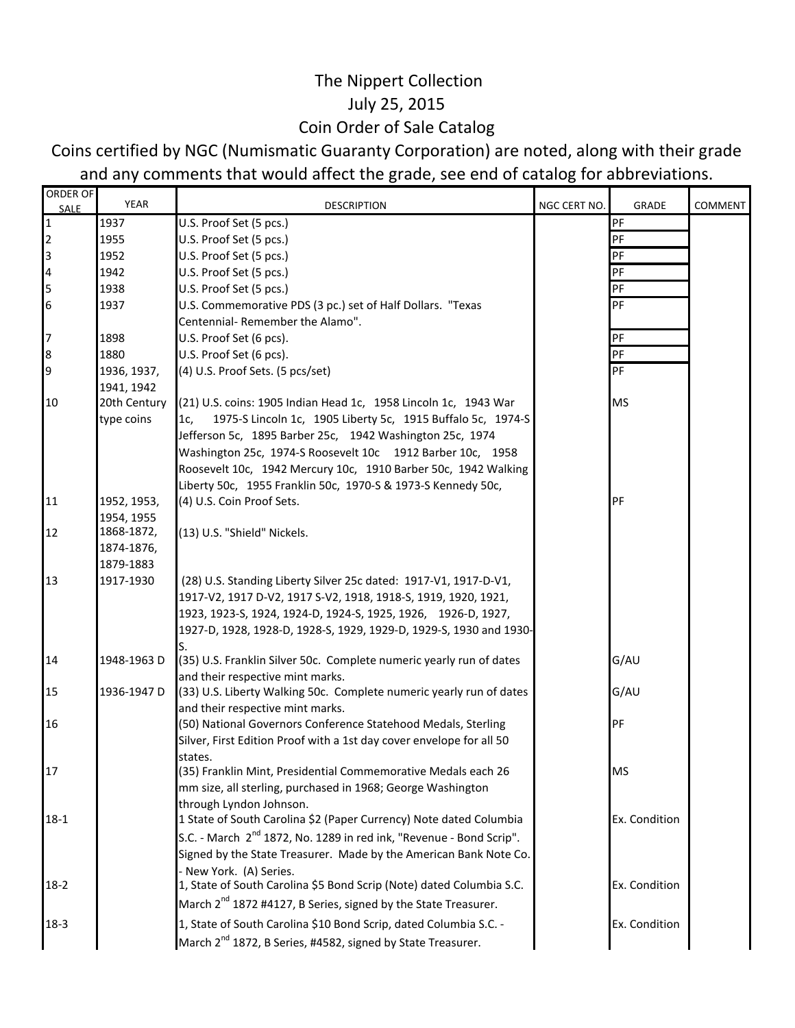# The Nippert Collection

## July 25, 2015

## Coin Order of Sale Catalog

Coins certified by NGC (Numismatic Guaranty Corporation) are noted, along with their grade and any comments that would affect the grade, see end of catalog for abbreviations.

| ORDER OF SALE | YEAR | DESCRIPTION | NGC CERT NO. | GRADE | COMMENT |
|---|---|---|---|---|---|
| 1 | 1937 | U.S. Proof Set (5 pcs.) | | PF | |
| 2 | 1955 | U.S. Proof Set (5 pcs.) | | PF | |
| 3 | 1952 | U.S. Proof Set (5 pcs.) | | PF | |
| 4 | 1942 | U.S. Proof Set (5 pcs.) | | PF | |
| 5 | 1938 | U.S. Proof Set (5 pcs.) | | PF | |
| 6 | 1937 | U.S. Commemorative PDS (3 pc.) set of Half Dollars. "Texas Centennial- Remember the Alamo". | | PF | |
| 7 | 1898 | U.S. Proof Set (6 pcs). | | PF | |
| 8 | 1880 | U.S. Proof Set (6 pcs). | | PF | |
| 9 | 1936, 1937, 1941, 1942 | (4) U.S. Proof Sets. (5 pcs/set) | | PF | |
| 10 | 20th Century type coins | (21) U.S. coins: 1905 Indian Head 1c, 1958 Lincoln 1c, 1943 War 1c, 1975-S Lincoln 1c, 1905 Liberty 5c, 1915 Buffalo 5c, 1974-S Jefferson 5c, 1895 Barber 25c, 1942 Washington 25c, 1974 Washington 25c, 1974-S Roosevelt 10c 1912 Barber 10c, 1958 Roosevelt 10c, 1942 Mercury 10c, 1910 Barber 50c, 1942 Walking Liberty 50c, 1955 Franklin 50c, 1970-S & 1973-S Kennedy 50c, | | MS | |
| 11 | 1952, 1953, 1954, 1955 | (4) U.S. Coin Proof Sets. | | PF | |
| 12 | 1868-1872, 1874-1876, 1879-1883 | (13) U.S. "Shield" Nickels. | | | |
| 13 | 1917-1930 | (28) U.S. Standing Liberty Silver 25c dated: 1917-V1, 1917-D-V1, 1917-V2, 1917 D-V2, 1917 S-V2, 1918, 1918-S, 1919, 1920, 1921, 1923, 1923-S, 1924, 1924-D, 1924-S, 1925, 1926, 1926-D, 1927, 1927-D, 1928, 1928-D, 1928-S, 1929, 1929-D, 1929-S, 1930 and 1930-S. | | | |
| 14 | 1948-1963 D | (35) U.S. Franklin Silver 50c. Complete numeric yearly run of dates and their respective mint marks. | | G/AU | |
| 15 | 1936-1947 D | (33) U.S. Liberty Walking 50c. Complete numeric yearly run of dates and their respective mint marks. | | G/AU | |
| 16 | | (50) National Governors Conference Statehood Medals, Sterling Silver, First Edition Proof with a 1st day cover envelope for all 50 states. | | PF | |
| 17 | | (35) Franklin Mint, Presidential Commemorative Medals each 26 mm size, all sterling, purchased in 1968; George Washington through Lyndon Johnson. | | MS | |
| 18-1 | | 1 State of South Carolina $2 (Paper Currency) Note dated Columbia S.C. - March 2nd 1872, No. 1289 in red ink, "Revenue - Bond Scrip". Signed by the State Treasurer. Made by the American Bank Note Co. - New York. (A) Series. | | Ex. Condition | |
| 18-2 | | 1, State of South Carolina $5 Bond Scrip (Note) dated Columbia S.C. March 2nd 1872 #4127, B Series, signed by the State Treasurer. | | Ex. Condition | |
| 18-3 | | 1, State of South Carolina $10 Bond Scrip, dated Columbia S.C. - March 2nd 1872, B Series, #4582, signed by State Treasurer. | | Ex. Condition | |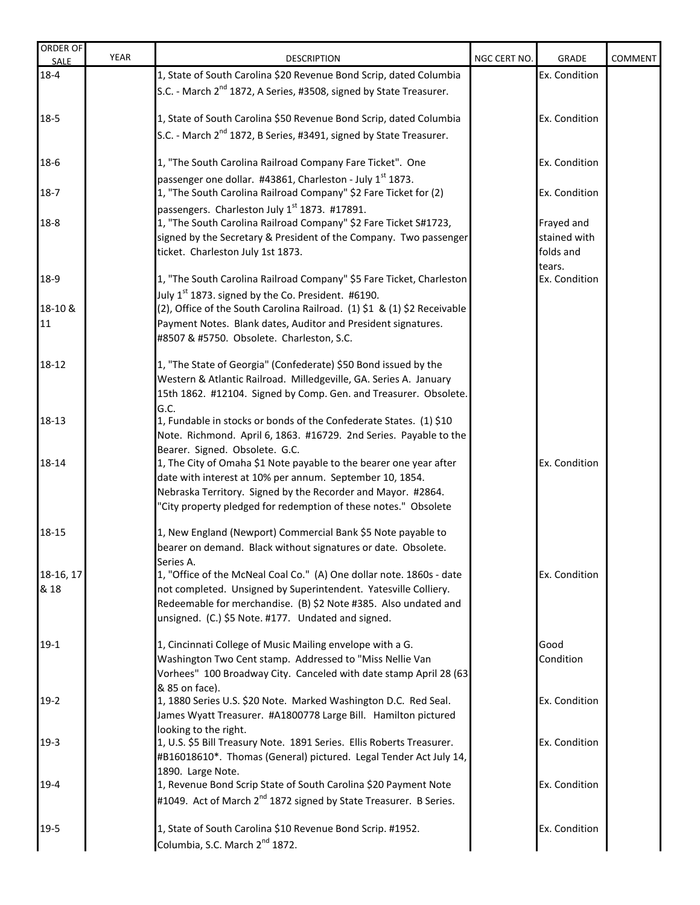| ORDER OF SALE | YEAR | DESCRIPTION | NGC CERT NO. | GRADE | COMMENT |
|---|---|---|---|---|---|
| 18-4 | | 1, State of South Carolina $20 Revenue Bond Scrip, dated Columbia S.C. - March 2nd 1872, A Series, #3508, signed by State Treasurer. | | Ex. Condition | |
| 18-5 | | 1, State of South Carolina $50 Revenue Bond Scrip, dated Columbia S.C. - March 2nd 1872, B Series, #3491, signed by State Treasurer. | | Ex. Condition | |
| 18-6 | | 1, "The South Carolina Railroad Company Fare Ticket". One passenger one dollar. #43861, Charleston - July 1st 1873. | | Ex. Condition | |
| 18-7 | | 1, "The South Carolina Railroad Company" $2 Fare Ticket for (2) passengers. Charleston July 1st 1873. #17891. | | Ex. Condition | |
| 18-8 | | 1, "The South Carolina Railroad Company" $2 Fare Ticket S#1723, signed by the Secretary & President of the Company. Two passenger ticket. Charleston July 1st 1873. | | Frayed and stained with folds and tears. | |
| 18-9 | | 1, "The South Carolina Railroad Company" $5 Fare Ticket, Charleston July 1st 1873. signed by the Co. President. #6190. | | Ex. Condition | |
| 18-10 & 11 | | (2), Office of the South Carolina Railroad. (1) $1 & (1) $2 Receivable Payment Notes. Blank dates, Auditor and President signatures. #8507 & #5750. Obsolete. Charleston, S.C. | | | |
| 18-12 | | 1, "The State of Georgia" (Confederate) $50 Bond issued by the Western & Atlantic Railroad. Milledgeville, GA. Series A. January 15th 1862. #12104. Signed by Comp. Gen. and Treasurer. Obsolete. G.C. | | | |
| 18-13 | | 1, Fundable in stocks or bonds of the Confederate States. (1) $10 Note. Richmond. April 6, 1863. #16729. 2nd Series. Payable to the Bearer. Signed. Obsolete. G.C. | | | |
| 18-14 | | 1, The City of Omaha $1 Note payable to the bearer one year after date with interest at 10% per annum. September 10, 1854. Nebraska Territory. Signed by the Recorder and Mayor. #2864. "City property pledged for redemption of these notes." Obsolete | | Ex. Condition | |
| 18-15 | | 1, New England (Newport) Commercial Bank $5 Note payable to bearer on demand. Black without signatures or date. Obsolete. Series A. | | | |
| 18-16, 17 & 18 | | 1, "Office of the McNeal Coal Co." (A) One dollar note. 1860s - date not completed. Unsigned by Superintendent. Yatesville Colliery. Redeemable for merchandise. (B) $2 Note #385. Also undated and unsigned. (C.) $5 Note. #177. Undated and signed. | | Ex. Condition | |
| 19-1 | | 1, Cincinnati College of Music Mailing envelope with a G. Washington Two Cent stamp. Addressed to "Miss Nellie Van Vorhees" 100 Broadway City. Canceled with date stamp April 28 (63 & 85 on face). | | Good Condition | |
| 19-2 | | 1, 1880 Series U.S. $20 Note. Marked Washington D.C. Red Seal. James Wyatt Treasurer. #A1800778 Large Bill. Hamilton pictured looking to the right. | | Ex. Condition | |
| 19-3 | | 1, U.S. $5 Bill Treasury Note. 1891 Series. Ellis Roberts Treasurer. #B16018610*. Thomas (General) pictured. Legal Tender Act July 14, 1890. Large Note. | | Ex. Condition | |
| 19-4 | | 1, Revenue Bond Scrip State of South Carolina $20 Payment Note #1049. Act of March 2nd 1872 signed by State Treasurer. B Series. | | Ex. Condition | |
| 19-5 | | 1, State of South Carolina $10 Revenue Bond Scrip. #1952. Columbia, S.C. March 2nd 1872. | | Ex. Condition | |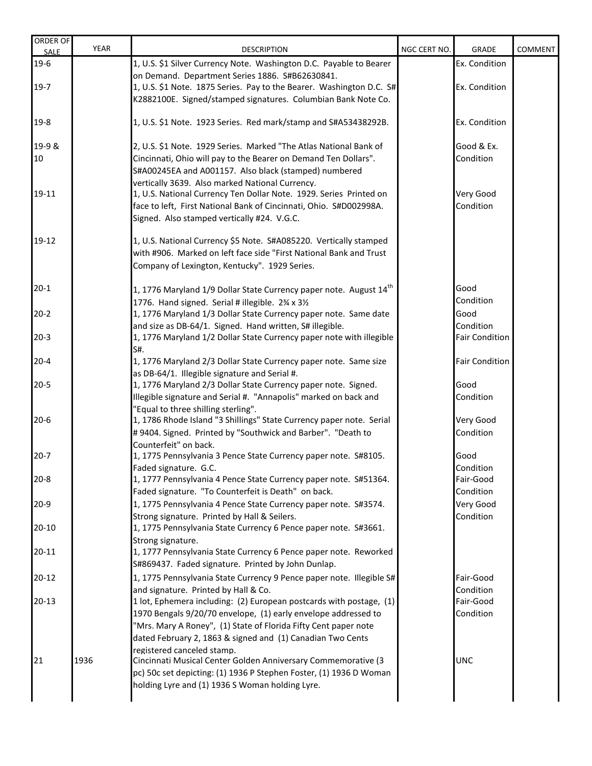| ORDER OF SALE | YEAR | DESCRIPTION | NGC CERT NO. | GRADE | COMMENT |
|---|---|---|---|---|---|
| 19-6 | | 1, U.S. $1 Silver Currency Note. Washington D.C. Payable to Bearer on Demand. Department Series 1886. S#B62630841. | | Ex. Condition | |
| 19-7 | | 1, U.S. $1 Note. 1875 Series. Pay to the Bearer. Washington D.C. S# K2882100E. Signed/stamped signatures. Columbian Bank Note Co. | | Ex. Condition | |
| 19-8 | | 1, U.S. $1 Note. 1923 Series. Red mark/stamp and S#A53438292B. | | Ex. Condition | |
| 19-9 & 10 | | 2, U.S. $1 Note. 1929 Series. Marked "The Atlas National Bank of Cincinnati, Ohio will pay to the Bearer on Demand Ten Dollars". S#A00245EA and A001157. Also black (stamped) numbered vertically 3639. Also marked National Currency. | | Good & Ex. Condition | |
| 19-11 | | 1, U.S. National Currency Ten Dollar Note. 1929. Series Printed on face to left, First National Bank of Cincinnati, Ohio. S#D002998A. Signed. Also stamped vertically #24. V.G.C. | | Very Good Condition | |
| 19-12 | | 1, U.S. National Currency $5 Note. S#A085220. Vertically stamped with #906. Marked on left face side "First National Bank and Trust Company of Lexington, Kentucky". 1929 Series. | | | |
| 20-1 | | 1, 1776 Maryland 1/9 Dollar State Currency paper note. August 14th 1776. Hand signed. Serial # illegible. 2¾ x 3½ | | Good Condition | |
| 20-2 | | 1, 1776 Maryland 1/3 Dollar State Currency paper note. Same date and size as DB-64/1. Signed. Hand written, S# illegible. | | Good Condition | |
| 20-3 | | 1, 1776 Maryland 1/2 Dollar State Currency paper note with illegible S#. | | Fair Condition | |
| 20-4 | | 1, 1776 Maryland 2/3 Dollar State Currency paper note. Same size as DB-64/1. Illegible signature and Serial #. | | Fair Condition | |
| 20-5 | | 1, 1776 Maryland 2/3 Dollar State Currency paper note. Signed. Illegible signature and Serial #. "Annapolis" marked on back and "Equal to three shilling sterling". | | Good Condition | |
| 20-6 | | 1, 1786 Rhode Island "3 Shillings" State Currency paper note. Serial # 9404. Signed. Printed by "Southwick and Barber". "Death to Counterfeit" on back. | | Very Good Condition | |
| 20-7 | | 1, 1775 Pennsylvania 3 Pence State Currency paper note. S#8105. Faded signature. G.C. | | Good Condition | |
| 20-8 | | 1, 1777 Pennsylvania 4 Pence State Currency paper note. S#51364. Faded signature. "To Counterfeit is Death" on back. | | Fair-Good Condition | |
| 20-9 | | 1, 1775 Pennsylvania 4 Pence State Currency paper note. S#3574. Strong signature. Printed by Hall & Seilers. | | Very Good Condition | |
| 20-10 | | 1, 1775 Pennsylvania State Currency 6 Pence paper note. S#3661. Strong signature. | | | |
| 20-11 | | 1, 1777 Pennsylvania State Currency 6 Pence paper note. Reworked S#869437. Faded signature. Printed by John Dunlap. | | | |
| 20-12 | | 1, 1775 Pennsylvania State Currency 9 Pence paper note. Illegible S# and signature. Printed by Hall & Co. | | Fair-Good Condition | |
| 20-13 | | 1 lot, Ephemera including: (2) European postcards with postage, (1) 1970 Bengals 9/20/70 envelope, (1) early envelope addressed to "Mrs. Mary A Roney", (1) State of Florida Fifty Cent paper note dated February 2, 1863 & signed and (1) Canadian Two Cents registered canceled stamp. | | Fair-Good Condition | |
| 21 | 1936 | Cincinnati Musical Center Golden Anniversary Commemorative (3 pc) 50c set depicting: (1) 1936 P Stephen Foster, (1) 1936 D Woman holding Lyre and (1) 1936 S Woman holding Lyre. | | UNC | |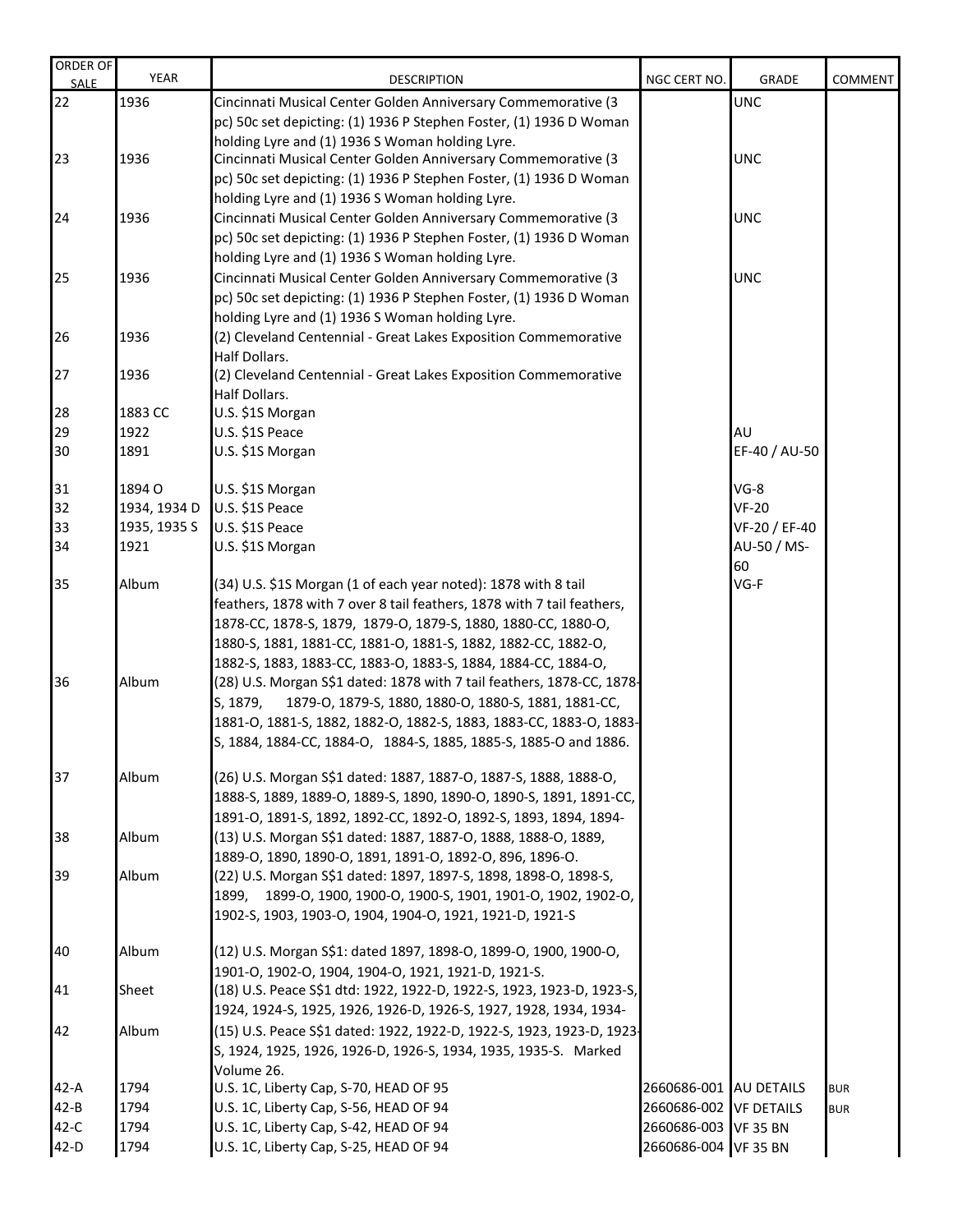| ORDER OF SALE | YEAR | DESCRIPTION | NGC CERT NO. | GRADE | COMMENT |
|---|---|---|---|---|---|
| 22 | 1936 | Cincinnati Musical Center Golden Anniversary Commemorative (3 pc) 50c set depicting: (1) 1936 P Stephen Foster, (1) 1936 D Woman holding Lyre and (1) 1936 S Woman holding Lyre. | | UNC | |
| 23 | 1936 | Cincinnati Musical Center Golden Anniversary Commemorative (3 pc) 50c set depicting: (1) 1936 P Stephen Foster, (1) 1936 D Woman holding Lyre and (1) 1936 S Woman holding Lyre. | | UNC | |
| 24 | 1936 | Cincinnati Musical Center Golden Anniversary Commemorative (3 pc) 50c set depicting: (1) 1936 P Stephen Foster, (1) 1936 D Woman holding Lyre and (1) 1936 S Woman holding Lyre. | | UNC | |
| 25 | 1936 | Cincinnati Musical Center Golden Anniversary Commemorative (3 pc) 50c set depicting: (1) 1936 P Stephen Foster, (1) 1936 D Woman holding Lyre and (1) 1936 S Woman holding Lyre. | | UNC | |
| 26 | 1936 | (2) Cleveland Centennial - Great Lakes Exposition Commemorative Half Dollars. | | | |
| 27 | 1936 | (2) Cleveland Centennial - Great Lakes Exposition Commemorative Half Dollars. | | | |
| 28 | 1883 CC | U.S. $1S Morgan | | | |
| 29 | 1922 | U.S. $1S Peace | | AU | |
| 30 | 1891 | U.S. $1S Morgan | | EF-40 / AU-50 | |
| 31 | 1894 O | U.S. $1S Morgan | | VG-8 | |
| 32 | 1934, 1934 D | U.S. $1S Peace | | VF-20 | |
| 33 | 1935, 1935 S | U.S. $1S Peace | | VF-20 / EF-40 | |
| 34 | 1921 | U.S. $1S Morgan | | AU-50 / MS-60 | |
| 35 | Album | (34) U.S. $1S Morgan (1 of each year noted): 1878 with 8 tail feathers, 1878 with 7 over 8 tail feathers, 1878 with 7 tail feathers, 1878-CC, 1878-S, 1879, 1879-O, 1879-S, 1880, 1880-CC, 1880-O, 1880-S, 1881, 1881-CC, 1881-O, 1881-S, 1882, 1882-CC, 1882-O, 1882-S, 1883, 1883-CC, 1883-O, 1883-S, 1884, 1884-CC, 1884-O, | | VG-F | |
| 36 | Album | (28) U.S. Morgan S$1 dated: 1878 with 7 tail feathers, 1878-CC, 1878-S, 1879, 1879-O, 1879-S, 1880, 1880-O, 1880-S, 1881, 1881-CC, 1881-O, 1881-S, 1882, 1882-O, 1882-S, 1883, 1883-CC, 1883-O, 1883-S, 1884, 1884-CC, 1884-O, 1884-S, 1885, 1885-S, 1885-O and 1886. | | | |
| 37 | Album | (26) U.S. Morgan S$1 dated: 1887, 1887-O, 1887-S, 1888, 1888-O, 1888-S, 1889, 1889-O, 1889-S, 1890, 1890-O, 1890-S, 1891, 1891-CC, 1891-O, 1891-S, 1892, 1892-CC, 1892-O, 1892-S, 1893, 1894, 1894- | | | |
| 38 | Album | (13) U.S. Morgan S$1 dated: 1887, 1887-O, 1888, 1888-O, 1889, 1889-O, 1890, 1890-O, 1891, 1891-O, 1892-O, 896, 1896-O. | | | |
| 39 | Album | (22) U.S. Morgan S$1 dated: 1897, 1897-S, 1898, 1898-O, 1898-S, 1899, 1899-O, 1900, 1900-O, 1900-S, 1901, 1901-O, 1902, 1902-O, 1902-S, 1903, 1903-O, 1904, 1904-O, 1921, 1921-D, 1921-S | | | |
| 40 | Album | (12) U.S. Morgan S$1: dated 1897, 1898-O, 1899-O, 1900, 1900-O, 1901-O, 1902-O, 1904, 1904-O, 1921, 1921-D, 1921-S. | | | |
| 41 | Sheet | (18) U.S. Peace S$1 dtd: 1922, 1922-D, 1922-S, 1923, 1923-D, 1923-S, 1924, 1924-S, 1925, 1926, 1926-D, 1926-S, 1927, 1928, 1934, 1934- | | | |
| 42 | Album | (15) U.S. Peace S$1 dated: 1922, 1922-D, 1922-S, 1923, 1923-D, 1923-S, 1924, 1925, 1926, 1926-D, 1926-S, 1934, 1935, 1935-S. Marked Volume 26. | | | |
| 42-A | 1794 | U.S. 1C, Liberty Cap, S-70, HEAD OF 95 | 2660686-001 | AU DETAILS | BUR |
| 42-B | 1794 | U.S. 1C, Liberty Cap, S-56, HEAD OF 94 | 2660686-002 | VF DETAILS | BUR |
| 42-C | 1794 | U.S. 1C, Liberty Cap, S-42, HEAD OF 94 | 2660686-003 | VF 35 BN | |
| 42-D | 1794 | U.S. 1C, Liberty Cap, S-25, HEAD OF 94 | 2660686-004 | VF 35 BN | |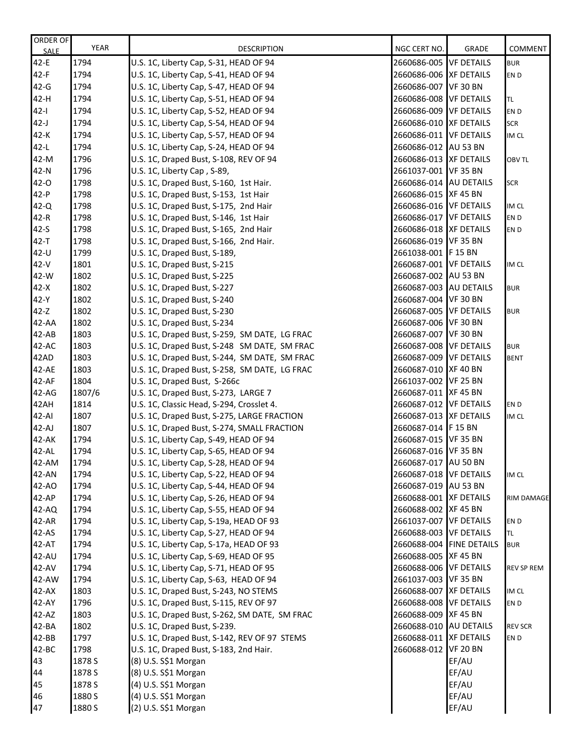| ORDER OF SALE | YEAR | DESCRIPTION | NGC CERT NO. | GRADE | COMMENT |
|---|---|---|---|---|---|
| 42-E | 1794 | U.S. 1C, Liberty Cap, S-31, HEAD OF 94 | 2660686-005 | VF DETAILS | BUR |
| 42-F | 1794 | U.S. 1C, Liberty Cap, S-41, HEAD OF 94 | 2660686-006 | XF DETAILS | EN D |
| 42-G | 1794 | U.S. 1C, Liberty Cap, S-47, HEAD OF 94 | 2660686-007 | VF 30 BN | |
| 42-H | 1794 | U.S. 1C, Liberty Cap, S-51, HEAD OF 94 | 2660686-008 | VF DETAILS | TL |
| 42-I | 1794 | U.S. 1C, Liberty Cap, S-52, HEAD OF 94 | 2660686-009 | VF DETAILS | EN D |
| 42-J | 1794 | U.S. 1C, Liberty Cap, S-54, HEAD OF 94 | 2660686-010 | XF DETAILS | SCR |
| 42-K | 1794 | U.S. 1C, Liberty Cap, S-57, HEAD OF 94 | 2660686-011 | VF DETAILS | IM CL |
| 42-L | 1794 | U.S. 1C, Liberty Cap, S-24, HEAD OF 94 | 2660686-012 | AU 53 BN | |
| 42-M | 1796 | U.S. 1C, Draped Bust, S-108, REV OF 94 | 2660686-013 | XF DETAILS | OBV TL |
| 42-N | 1796 | U.S. 1C, Liberty Cap , S-89, | 2661037-001 | VF 35 BN | |
| 42-O | 1798 | U.S. 1C, Draped Bust, S-160, 1st Hair. | 2660686-014 | AU DETAILS | SCR |
| 42-P | 1798 | U.S. 1C, Draped Bust, S-153, 1st Hair | 2660686-015 | XF 45 BN | |
| 42-Q | 1798 | U.S. 1C, Draped Bust, S-175, 2nd Hair | 2660686-016 | VF DETAILS | IM CL |
| 42-R | 1798 | U.S. 1C, Draped Bust, S-146, 1st Hair | 2660686-017 | VF DETAILS | EN D |
| 42-S | 1798 | U.S. 1C, Draped Bust, S-165, 2nd Hair | 2660686-018 | XF DETAILS | EN D |
| 42-T | 1798 | U.S. 1C, Draped Bust, S-166, 2nd Hair. | 2660686-019 | VF 35 BN | |
| 42-U | 1799 | U.S. 1C, Draped Bust, S-189, | 2661038-001 | F 15 BN | |
| 42-V | 1801 | U.S. 1C, Draped Bust, S-215 | 2660687-001 | VF DETAILS | IM CL |
| 42-W | 1802 | U.S. 1C, Draped Bust, S-225 | 2660687-002 | AU 53 BN | |
| 42-X | 1802 | U.S. 1C, Draped Bust, S-227 | 2660687-003 | AU DETAILS | BUR |
| 42-Y | 1802 | U.S. 1C, Draped Bust, S-240 | 2660687-004 | VF 30 BN | |
| 42-Z | 1802 | U.S. 1C, Draped Bust, S-230 | 2660687-005 | VF DETAILS | BUR |
| 42-AA | 1802 | U.S. 1C, Draped Bust, S-234 | 2660687-006 | VF 30 BN | |
| 42-AB | 1803 | U.S. 1C, Draped Bust, S-259, SM DATE, LG FRAC | 2660687-007 | VF 30 BN | |
| 42-AC | 1803 | U.S. 1C, Draped Bust, S-248 SM DATE, SM FRAC | 2660687-008 | VF DETAILS | BUR |
| 42AD | 1803 | U.S. 1C, Draped Bust, S-244, SM DATE, SM FRAC | 2660687-009 | VF DETAILS | BENT |
| 42-AE | 1803 | U.S. 1C, Draped Bust, S-258, SM DATE, LG FRAC | 2660687-010 | XF 40 BN | |
| 42-AF | 1804 | U.S. 1C, Draped Bust, S-266c | 2661037-002 | VF 25 BN | |
| 42-AG | 1807/6 | U.S. 1C, Draped Bust, S-273, LARGE 7 | 2660687-011 | XF 45 BN | |
| 42AH | 1814 | U.S. 1C, Classic Head, S-294, Crosslet 4. | 2660687-012 | VF DETAILS | EN D |
| 42-AI | 1807 | U.S. 1C, Draped Bust, S-275, LARGE FRACTION | 2660687-013 | XF DETAILS | IM CL |
| 42-AJ | 1807 | U.S. 1C, Draped Bust, S-274, SMALL FRACTION | 2660687-014 | F 15 BN | |
| 42-AK | 1794 | U.S. 1C, Liberty Cap, S-49, HEAD OF 94 | 2660687-015 | VF 35 BN | |
| 42-AL | 1794 | U.S. 1C, Liberty Cap, S-65, HEAD OF 94 | 2660687-016 | VF 35 BN | |
| 42-AM | 1794 | U.S. 1C, Liberty Cap, S-28, HEAD OF 94 | 2660687-017 | AU 50 BN | |
| 42-AN | 1794 | U.S. 1C, Liberty Cap, S-22, HEAD OF 94 | 2660687-018 | VF DETAILS | IM CL |
| 42-AO | 1794 | U.S. 1C, Liberty Cap, S-44, HEAD OF 94 | 2660687-019 | AU 53 BN | |
| 42-AP | 1794 | U.S. 1C, Liberty Cap, S-26, HEAD OF 94 | 2660688-001 | XF DETAILS | RIM DAMAGE |
| 42-AQ | 1794 | U.S. 1C, Liberty Cap, S-55, HEAD OF 94 | 2660688-002 | XF 45 BN | |
| 42-AR | 1794 | U.S. 1C, Liberty Cap, S-19a, HEAD OF 93 | 2661037-007 | VF DETAILS | EN D |
| 42-AS | 1794 | U.S. 1C, Liberty Cap, S-27, HEAD OF 94 | 2660688-003 | VF DETAILS | TL |
| 42-AT | 1794 | U.S. 1C, Liberty Cap, S-17a, HEAD OF 93 | 2660688-004 | FINE DETAILS | BUR |
| 42-AU | 1794 | U.S. 1C, Liberty Cap, S-69, HEAD OF 95 | 2660688-005 | XF 45 BN | |
| 42-AV | 1794 | U.S. 1C, Liberty Cap, S-71, HEAD OF 95 | 2660688-006 | VF DETAILS | REV SP REM |
| 42-AW | 1794 | U.S. 1C, Liberty Cap, S-63, HEAD OF 94 | 2661037-003 | VF 35 BN | |
| 42-AX | 1803 | U.S. 1C, Draped Bust, S-243, NO STEMS | 2660688-007 | XF DETAILS | IM CL |
| 42-AY | 1796 | U.S. 1C, Draped Bust, S-115, REV OF 97 | 2660688-008 | VF DETAILS | EN D |
| 42-AZ | 1803 | U.S. 1C, Draped Bust, S-262, SM DATE, SM FRAC | 2660688-009 | XF 45 BN | |
| 42-BA | 1802 | U.S. 1C, Draped Bust, S-239. | 2660688-010 | AU DETAILS | REV SCR |
| 42-BB | 1797 | U.S. 1C, Draped Bust, S-142, REV OF 97 STEMS | 2660688-011 | XF DETAILS | EN D |
| 42-BC | 1798 | U.S. 1C, Draped Bust, S-183, 2nd Hair. | 2660688-012 | VF 20 BN | |
| 43 | 1878 S | (8) U.S. S$1 Morgan | | EF/AU | |
| 44 | 1878 S | (8) U.S. S$1 Morgan | | EF/AU | |
| 45 | 1878 S | (4) U.S. S$1 Morgan | | EF/AU | |
| 46 | 1880 S | (4) U.S. S$1 Morgan | | EF/AU | |
| 47 | 1880 S | (2) U.S. S$1 Morgan | | EF/AU | |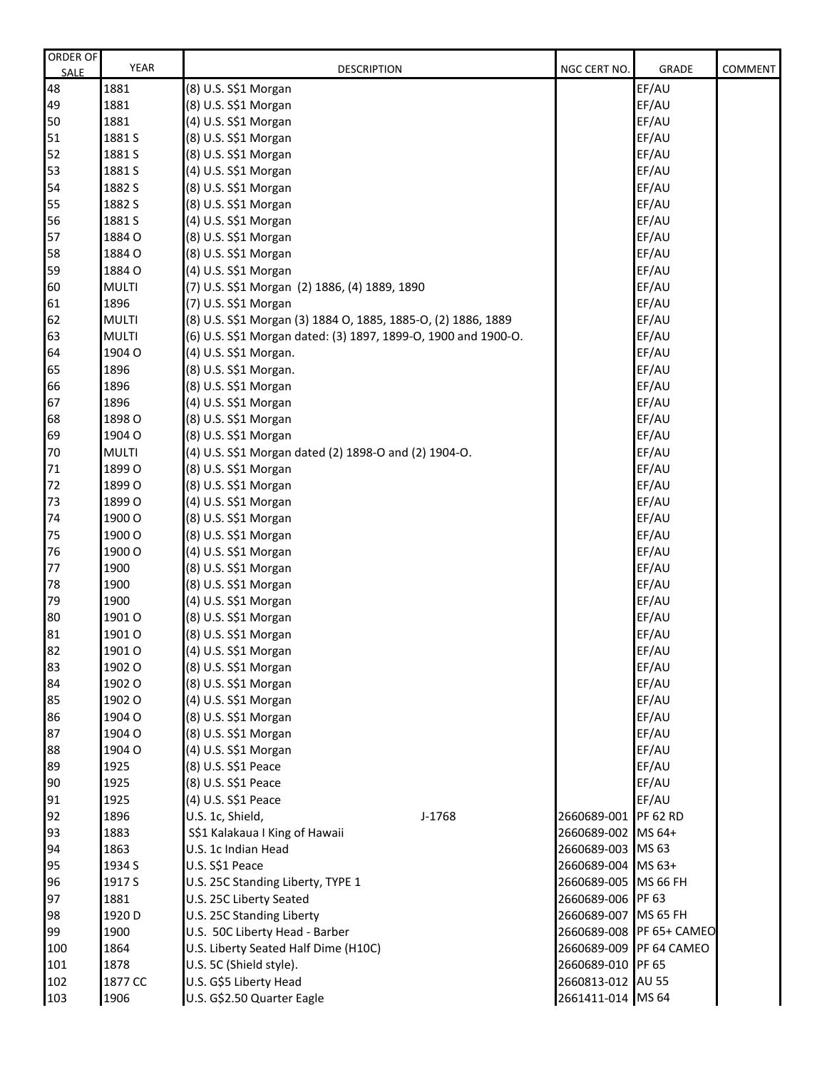| ORDER OF SALE | YEAR | DESCRIPTION | NGC CERT NO. | GRADE | COMMENT |
|---|---|---|---|---|---|
| 48 | 1881 | (8) U.S. S$1 Morgan | | EF/AU | |
| 49 | 1881 | (8) U.S. S$1 Morgan | | EF/AU | |
| 50 | 1881 | (4) U.S. S$1 Morgan | | EF/AU | |
| 51 | 1881 S | (8) U.S. S$1 Morgan | | EF/AU | |
| 52 | 1881 S | (8) U.S. S$1 Morgan | | EF/AU | |
| 53 | 1881 S | (4) U.S. S$1 Morgan | | EF/AU | |
| 54 | 1882 S | (8) U.S. S$1 Morgan | | EF/AU | |
| 55 | 1882 S | (8) U.S. S$1 Morgan | | EF/AU | |
| 56 | 1881 S | (4) U.S. S$1 Morgan | | EF/AU | |
| 57 | 1884 O | (8) U.S. S$1 Morgan | | EF/AU | |
| 58 | 1884 O | (8) U.S. S$1 Morgan | | EF/AU | |
| 59 | 1884 O | (4) U.S. S$1 Morgan | | EF/AU | |
| 60 | MULTI | (7) U.S. S$1 Morgan (2) 1886, (4) 1889, 1890 | | EF/AU | |
| 61 | 1896 | (7) U.S. S$1 Morgan | | EF/AU | |
| 62 | MULTI | (8) U.S. S$1 Morgan (3) 1884 O, 1885, 1885-O, (2) 1886, 1889 | | EF/AU | |
| 63 | MULTI | (6) U.S. S$1 Morgan dated: (3) 1897, 1899-O, 1900 and 1900-O. | | EF/AU | |
| 64 | 1904 O | (4) U.S. S$1 Morgan. | | EF/AU | |
| 65 | 1896 | (8) U.S. S$1 Morgan. | | EF/AU | |
| 66 | 1896 | (8) U.S. S$1 Morgan | | EF/AU | |
| 67 | 1896 | (4) U.S. S$1 Morgan | | EF/AU | |
| 68 | 1898 O | (8) U.S. S$1 Morgan | | EF/AU | |
| 69 | 1904 O | (8) U.S. S$1 Morgan | | EF/AU | |
| 70 | MULTI | (4) U.S. S$1 Morgan dated (2) 1898-O and (2) 1904-O. | | EF/AU | |
| 71 | 1899 O | (8) U.S. S$1 Morgan | | EF/AU | |
| 72 | 1899 O | (8) U.S. S$1 Morgan | | EF/AU | |
| 73 | 1899 O | (4) U.S. S$1 Morgan | | EF/AU | |
| 74 | 1900 O | (8) U.S. S$1 Morgan | | EF/AU | |
| 75 | 1900 O | (8) U.S. S$1 Morgan | | EF/AU | |
| 76 | 1900 O | (4) U.S. S$1 Morgan | | EF/AU | |
| 77 | 1900 | (8) U.S. S$1 Morgan | | EF/AU | |
| 78 | 1900 | (8) U.S. S$1 Morgan | | EF/AU | |
| 79 | 1900 | (4) U.S. S$1 Morgan | | EF/AU | |
| 80 | 1901 O | (8) U.S. S$1 Morgan | | EF/AU | |
| 81 | 1901 O | (8) U.S. S$1 Morgan | | EF/AU | |
| 82 | 1901 O | (4) U.S. S$1 Morgan | | EF/AU | |
| 83 | 1902 O | (8) U.S. S$1 Morgan | | EF/AU | |
| 84 | 1902 O | (8) U.S. S$1 Morgan | | EF/AU | |
| 85 | 1902 O | (4) U.S. S$1 Morgan | | EF/AU | |
| 86 | 1904 O | (8) U.S. S$1 Morgan | | EF/AU | |
| 87 | 1904 O | (8) U.S. S$1 Morgan | | EF/AU | |
| 88 | 1904 O | (4) U.S. S$1 Morgan | | EF/AU | |
| 89 | 1925 | (8) U.S. S$1 Peace | | EF/AU | |
| 90 | 1925 | (8) U.S. S$1 Peace | | EF/AU | |
| 91 | 1925 | (4) U.S. S$1 Peace | | EF/AU | |
| 92 | 1896 | U.S. 1c, Shield, J-1768 | 2660689-001 | PF 62 RD | |
| 93 | 1883 | S$1 Kalakaua I King of Hawaii | 2660689-002 | MS 64+ | |
| 94 | 1863 | U.S. 1c Indian Head | 2660689-003 | MS 63 | |
| 95 | 1934 S | U.S. S$1 Peace | 2660689-004 | MS 63+ | |
| 96 | 1917 S | U.S. 25C Standing Liberty, TYPE 1 | 2660689-005 | MS 66 FH | |
| 97 | 1881 | U.S. 25C Liberty Seated | 2660689-006 | PF 63 | |
| 98 | 1920 D | U.S. 25C Standing Liberty | 2660689-007 | MS 65 FH | |
| 99 | 1900 | U.S. 50C Liberty Head - Barber | 2660689-008 | PF 65+ CAMEO | |
| 100 | 1864 | U.S. Liberty Seated Half Dime (H10C) | 2660689-009 | PF 64 CAMEO | |
| 101 | 1878 | U.S. 5C (Shield style). | 2660689-010 | PF 65 | |
| 102 | 1877 CC | U.S. G$5 Liberty Head | 2660813-012 | AU 55 | |
| 103 | 1906 | U.S. G$2.50 Quarter Eagle | 2661411-014 | MS 64 | |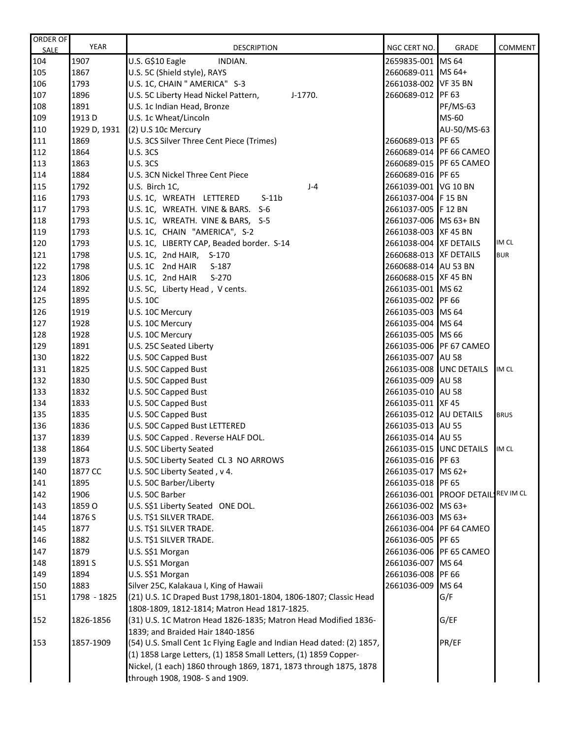| ORDER OF SALE | YEAR | DESCRIPTION | NGC CERT NO. | GRADE | COMMENT |
|---|---|---|---|---|---|
| 104 | 1907 | U.S. G$10 Eagle INDIAN. | 2659835-001 | MS 64 | |
| 105 | 1867 | U.S. 5C (Shield style), RAYS | 2660689-011 | MS 64+ | |
| 106 | 1793 | U.S. 1C, CHAIN " AMERICA" S-3 | 2661038-002 | VF 35 BN | |
| 107 | 1896 | U.S. 5C Liberty Head Nickel Pattern, J-1770. | 2660689-012 | PF 63 | |
| 108 | 1891 | U.S. 1c Indian Head, Bronze | | PF/MS-63 | |
| 109 | 1913 D | U.S. 1c Wheat/Lincoln | | MS-60 | |
| 110 | 1929 D, 1931 | (2) U.S 10c Mercury | | AU-50/MS-63 | |
| 111 | 1869 | U.S. 3CS Silver Three Cent Piece (Trimes) | 2660689-013 | PF 65 | |
| 112 | 1864 | U.S. 3CS | 2660689-014 | PF 66 CAMEO | |
| 113 | 1863 | U.S. 3CS | 2660689-015 | PF 65 CAMEO | |
| 114 | 1884 | U.S. 3CN Nickel Three Cent Piece | 2660689-016 | PF 65 | |
| 115 | 1792 | U.S. Birch 1C, J-4 | 2661039-001 | VG 10 BN | |
| 116 | 1793 | U.S. 1C, WREATH LETTERED S-11b | 2661037-004 | F 15 BN | |
| 117 | 1793 | U.S. 1C, WREATH. VINE & BARS. S-6 | 2661037-005 | F 12 BN | |
| 118 | 1793 | U.S. 1C, WREATH. VINE & BARS, S-5 | 2661037-006 | MS 63+ BN | |
| 119 | 1793 | U.S. 1C, CHAIN "AMERICA", S-2 | 2661038-003 | XF 45 BN | |
| 120 | 1793 | U.S. 1C, LIBERTY CAP, Beaded border. S-14 | 2661038-004 | XF DETAILS | IM CL |
| 121 | 1798 | U.S. 1C, 2nd HAIR, S-170 | 2660688-013 | XF DETAILS | BUR |
| 122 | 1798 | U.S. 1C 2nd HAIR S-187 | 2660688-014 | AU 53 BN | |
| 123 | 1806 | U.S. 1C, 2nd HAIR S-270 | 2660688-015 | XF 45 BN | |
| 124 | 1892 | U.S. 5C, Liberty Head , V cents. | 2661035-001 | MS 62 | |
| 125 | 1895 | U.S. 10C | 2661035-002 | PF 66 | |
| 126 | 1919 | U.S. 10C Mercury | 2661035-003 | MS 64 | |
| 127 | 1928 | U.S. 10C Mercury | 2661035-004 | MS 64 | |
| 128 | 1928 | U.S. 10C Mercury | 2661035-005 | MS 66 | |
| 129 | 1891 | U.S. 25C Seated Liberty | 2661035-006 | PF 67 CAMEO | |
| 130 | 1822 | U.S. 50C Capped Bust | 2661035-007 | AU 58 | |
| 131 | 1825 | U.S. 50C Capped Bust | 2661035-008 | UNC DETAILS | IM CL |
| 132 | 1830 | U.S. 50C Capped Bust | 2661035-009 | AU 58 | |
| 133 | 1832 | U.S. 50C Capped Bust | 2661035-010 | AU 58 | |
| 134 | 1833 | U.S. 50C Capped Bust | 2661035-011 | XF 45 | |
| 135 | 1835 | U.S. 50C Capped Bust | 2661035-012 | AU DETAILS | BRUS |
| 136 | 1836 | U.S. 50C Capped Bust LETTERED | 2661035-013 | AU 55 | |
| 137 | 1839 | U.S. 50C Capped . Reverse HALF DOL. | 2661035-014 | AU 55 | |
| 138 | 1864 | U.S. 50C Liberty Seated | 2661035-015 | UNC DETAILS | IM CL |
| 139 | 1873 | U.S. 50C Liberty Seated CL 3 NO ARROWS | 2661035-016 | PF 63 | |
| 140 | 1877 CC | U.S. 50C Liberty Seated , v 4. | 2661035-017 | MS 62+ | |
| 141 | 1895 | U.S. 50C Barber/Liberty | 2661035-018 | PF 65 | |
| 142 | 1906 | U.S. 50C Barber | 2661036-001 | PROOF DETAILS | REV IM CL |
| 143 | 1859 O | U.S. S$1 Liberty Seated ONE DOL. | 2661036-002 | MS 63+ | |
| 144 | 1876 S | U.S. T$1 SILVER TRADE. | 2661036-003 | MS 63+ | |
| 145 | 1877 | U.S. T$1 SILVER TRADE. | 2661036-004 | PF 64 CAMEO | |
| 146 | 1882 | U.S. T$1 SILVER TRADE. | 2661036-005 | PF 65 | |
| 147 | 1879 | U.S. S$1 Morgan | 2661036-006 | PF 65 CAMEO | |
| 148 | 1891 S | U.S. S$1 Morgan | 2661036-007 | MS 64 | |
| 149 | 1894 | U.S. S$1 Morgan | 2661036-008 | PF 66 | |
| 150 | 1883 | Silver 25C, Kalakaua I, King of Hawaii | 2661036-009 | MS 64 | |
| 151 | 1798 - 1825 | (21) U.S. 1C Draped Bust 1798,1801-1804, 1806-1807; Classic Head 1808-1809, 1812-1814; Matron Head 1817-1825. | | G/F | |
| 152 | 1826-1856 | (31) U.S. 1C Matron Head 1826-1835; Matron Head Modified 1836-1839; and Braided Hair 1840-1856 | | G/EF | |
| 153 | 1857-1909 | (54) U.S. Small Cent 1c Flying Eagle and Indian Head dated: (2) 1857, (1) 1858 Large Letters, (1) 1858 Small Letters, (1) 1859 Copper-Nickel, (1 each) 1860 through 1869, 1871, 1873 through 1875, 1878 through 1908, 1908- S and 1909. | | PR/EF | |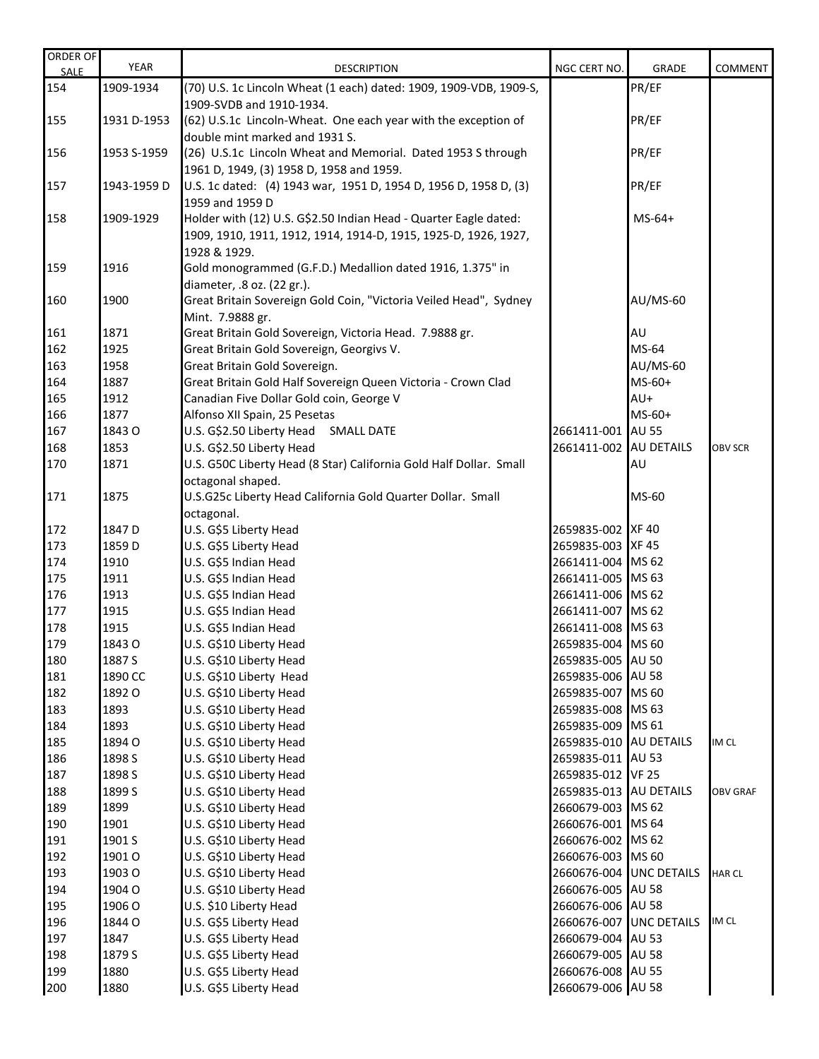| ORDER OF SALE | YEAR | DESCRIPTION | NGC CERT NO. | GRADE | COMMENT |
|---|---|---|---|---|---|
| 154 | 1909-1934 | (70) U.S. 1c Lincoln Wheat (1 each) dated: 1909, 1909-VDB, 1909-S, 1909-SVDB and 1910-1934. | | PR/EF | |
| 155 | 1931 D-1953 | (62) U.S.1c Lincoln-Wheat. One each year with the exception of double mint marked and 1931 S. | | PR/EF | |
| 156 | 1953 S-1959 | (26) U.S.1c Lincoln Wheat and Memorial. Dated 1953 S through 1961 D, 1949, (3) 1958 D, 1958 and 1959. | | PR/EF | |
| 157 | 1943-1959 D | U.S. 1c dated: (4) 1943 war, 1951 D, 1954 D, 1956 D, 1958 D, (3) 1959 and 1959 D | | PR/EF | |
| 158 | 1909-1929 | Holder with (12) U.S. G$2.50 Indian Head - Quarter Eagle dated: 1909, 1910, 1911, 1912, 1914, 1914-D, 1915, 1925-D, 1926, 1927, 1928 & 1929. | | MS-64+ | |
| 159 | 1916 | Gold monogrammed (G.F.D.) Medallion dated 1916, 1.375" in diameter, .8 oz. (22 gr.). | | | |
| 160 | 1900 | Great Britain Sovereign Gold Coin, "Victoria Veiled Head", Sydney Mint. 7.9888 gr. | | AU/MS-60 | |
| 161 | 1871 | Great Britain Gold Sovereign, Victoria Head. 7.9888 gr. | | AU | |
| 162 | 1925 | Great Britain Gold Sovereign, Georgivs V. | | MS-64 | |
| 163 | 1958 | Great Britain Gold Sovereign. | | AU/MS-60 | |
| 164 | 1887 | Great Britain Gold Half Sovereign Queen Victoria - Crown Clad | | MS-60+ | |
| 165 | 1912 | Canadian Five Dollar Gold coin, George V | | AU+ | |
| 166 | 1877 | Alfonso XII Spain, 25 Pesetas | | MS-60+ | |
| 167 | 1843 O | U.S. G$2.50 Liberty Head SMALL DATE | 2661411-001 | AU 55 | |
| 168 | 1853 | U.S. G$2.50 Liberty Head | 2661411-002 | AU DETAILS | OBV SCR |
| 170 | 1871 | U.S. G50C Liberty Head (8 Star) California Gold Half Dollar. Small octagonal shaped. | | AU | |
| 171 | 1875 | U.S.G25c Liberty Head California Gold Quarter Dollar. Small octagonal. | | MS-60 | |
| 172 | 1847 D | U.S. G$5 Liberty Head | 2659835-002 | XF 40 | |
| 173 | 1859 D | U.S. G$5 Liberty Head | 2659835-003 | XF 45 | |
| 174 | 1910 | U.S. G$5 Indian Head | 2661411-004 | MS 62 | |
| 175 | 1911 | U.S. G$5 Indian Head | 2661411-005 | MS 63 | |
| 176 | 1913 | U.S. G$5 Indian Head | 2661411-006 | MS 62 | |
| 177 | 1915 | U.S. G$5 Indian Head | 2661411-007 | MS 62 | |
| 178 | 1915 | U.S. G$5 Indian Head | 2661411-008 | MS 63 | |
| 179 | 1843 O | U.S. G$10 Liberty Head | 2659835-004 | MS 60 | |
| 180 | 1887 S | U.S. G$10 Liberty Head | 2659835-005 | AU 50 | |
| 181 | 1890 CC | U.S. G$10 Liberty Head | 2659835-006 | AU 58 | |
| 182 | 1892 O | U.S. G$10 Liberty Head | 2659835-007 | MS 60 | |
| 183 | 1893 | U.S. G$10 Liberty Head | 2659835-008 | MS 63 | |
| 184 | 1893 | U.S. G$10 Liberty Head | 2659835-009 | MS 61 | |
| 185 | 1894 O | U.S. G$10 Liberty Head | 2659835-010 | AU DETAILS | IM CL |
| 186 | 1898 S | U.S. G$10 Liberty Head | 2659835-011 | AU 53 | |
| 187 | 1898 S | U.S. G$10 Liberty Head | 2659835-012 | VF 25 | |
| 188 | 1899 S | U.S. G$10 Liberty Head | 2659835-013 | AU DETAILS | OBV GRAF |
| 189 | 1899 | U.S. G$10 Liberty Head | 2660679-003 | MS 62 | |
| 190 | 1901 | U.S. G$10 Liberty Head | 2660676-001 | MS 64 | |
| 191 | 1901 S | U.S. G$10 Liberty Head | 2660676-002 | MS 62 | |
| 192 | 1901 O | U.S. G$10 Liberty Head | 2660676-003 | MS 60 | |
| 193 | 1903 O | U.S. G$10 Liberty Head | 2660676-004 | UNC DETAILS | HAR CL |
| 194 | 1904 O | U.S. G$10 Liberty Head | 2660676-005 | AU 58 | |
| 195 | 1906 O | U.S. $10 Liberty Head | 2660676-006 | AU 58 | |
| 196 | 1844 O | U.S. G$5 Liberty Head | 2660676-007 | UNC DETAILS | IM CL |
| 197 | 1847 | U.S. G$5 Liberty Head | 2660679-004 | AU 53 | |
| 198 | 1879 S | U.S. G$5 Liberty Head | 2660679-005 | AU 58 | |
| 199 | 1880 | U.S. G$5 Liberty Head | 2660676-008 | AU 55 | |
| 200 | 1880 | U.S. G$5 Liberty Head | 2660679-006 | AU 58 | |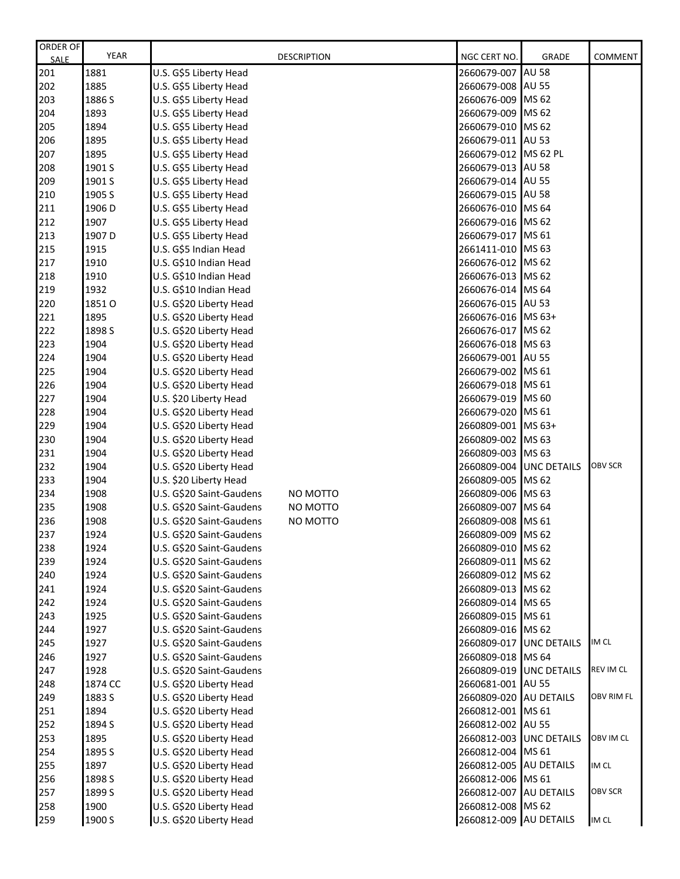| ORDER OF SALE | YEAR | DESCRIPTION | | NGC CERT NO. | GRADE | COMMENT |
|---|---|---|---|---|---|---|
| 201 | 1881 | U.S. G$5 Liberty Head | | 2660679-007 | AU 58 | |
| 202 | 1885 | U.S. G$5 Liberty Head | | 2660679-008 | AU 55 | |
| 203 | 1886 S | U.S. G$5 Liberty Head | | 2660676-009 | MS 62 | |
| 204 | 1893 | U.S. G$5 Liberty Head | | 2660679-009 | MS 62 | |
| 205 | 1894 | U.S. G$5 Liberty Head | | 2660679-010 | MS 62 | |
| 206 | 1895 | U.S. G$5 Liberty Head | | 2660679-011 | AU 53 | |
| 207 | 1895 | U.S. G$5 Liberty Head | | 2660679-012 | MS 62 PL | |
| 208 | 1901 S | U.S. G$5 Liberty Head | | 2660679-013 | AU 58 | |
| 209 | 1901 S | U.S. G$5 Liberty Head | | 2660679-014 | AU 55 | |
| 210 | 1905 S | U.S. G$5 Liberty Head | | 2660679-015 | AU 58 | |
| 211 | 1906 D | U.S. G$5 Liberty Head | | 2660676-010 | MS 64 | |
| 212 | 1907 | U.S. G$5 Liberty Head | | 2660679-016 | MS 62 | |
| 213 | 1907 D | U.S. G$5 Liberty Head | | 2660679-017 | MS 61 | |
| 215 | 1915 | U.S. G$5 Indian Head | | 2661411-010 | MS 63 | |
| 217 | 1910 | U.S. G$10 Indian Head | | 2660676-012 | MS 62 | |
| 218 | 1910 | U.S. G$10 Indian Head | | 2660676-013 | MS 62 | |
| 219 | 1932 | U.S. G$10 Indian Head | | 2660676-014 | MS 64 | |
| 220 | 1851 O | U.S. G$20 Liberty Head | | 2660676-015 | AU 53 | |
| 221 | 1895 | U.S. G$20 Liberty Head | | 2660676-016 | MS 63+ | |
| 222 | 1898 S | U.S. G$20 Liberty Head | | 2660676-017 | MS 62 | |
| 223 | 1904 | U.S. G$20 Liberty Head | | 2660676-018 | MS 63 | |
| 224 | 1904 | U.S. G$20 Liberty Head | | 2660679-001 | AU 55 | |
| 225 | 1904 | U.S. G$20 Liberty Head | | 2660679-002 | MS 61 | |
| 226 | 1904 | U.S. G$20 Liberty Head | | 2660679-018 | MS 61 | |
| 227 | 1904 | U.S. $20 Liberty Head | | 2660679-019 | MS 60 | |
| 228 | 1904 | U.S. G$20 Liberty Head | | 2660679-020 | MS 61 | |
| 229 | 1904 | U.S. G$20 Liberty Head | | 2660809-001 | MS 63+ | |
| 230 | 1904 | U.S. G$20 Liberty Head | | 2660809-002 | MS 63 | |
| 231 | 1904 | U.S. G$20 Liberty Head | | 2660809-003 | MS 63 | |
| 232 | 1904 | U.S. G$20 Liberty Head | | 2660809-004 | UNC DETAILS | OBV SCR |
| 233 | 1904 | U.S. $20 Liberty Head | | 2660809-005 | MS 62 | |
| 234 | 1908 | U.S. G$20 Saint-Gaudens | NO MOTTO | 2660809-006 | MS 63 | |
| 235 | 1908 | U.S. G$20 Saint-Gaudens | NO MOTTO | 2660809-007 | MS 64 | |
| 236 | 1908 | U.S. G$20 Saint-Gaudens | NO MOTTO | 2660809-008 | MS 61 | |
| 237 | 1924 | U.S. G$20 Saint-Gaudens | | 2660809-009 | MS 62 | |
| 238 | 1924 | U.S. G$20 Saint-Gaudens | | 2660809-010 | MS 62 | |
| 239 | 1924 | U.S. G$20 Saint-Gaudens | | 2660809-011 | MS 62 | |
| 240 | 1924 | U.S. G$20 Saint-Gaudens | | 2660809-012 | MS 62 | |
| 241 | 1924 | U.S. G$20 Saint-Gaudens | | 2660809-013 | MS 62 | |
| 242 | 1924 | U.S. G$20 Saint-Gaudens | | 2660809-014 | MS 65 | |
| 243 | 1925 | U.S. G$20 Saint-Gaudens | | 2660809-015 | MS 61 | |
| 244 | 1927 | U.S. G$20 Saint-Gaudens | | 2660809-016 | MS 62 | |
| 245 | 1927 | U.S. G$20 Saint-Gaudens | | 2660809-017 | UNC DETAILS | IM CL |
| 246 | 1927 | U.S. G$20 Saint-Gaudens | | 2660809-018 | MS 64 | |
| 247 | 1928 | U.S. G$20 Saint-Gaudens | | 2660809-019 | UNC DETAILS | REV IM CL |
| 248 | 1874 CC | U.S. G$20 Liberty Head | | 2660681-001 | AU 55 | |
| 249 | 1883 S | U.S. G$20 Liberty Head | | 2660809-020 | AU DETAILS | OBV RIM FL |
| 251 | 1894 | U.S. G$20 Liberty Head | | 2660812-001 | MS 61 | |
| 252 | 1894 S | U.S. G$20 Liberty Head | | 2660812-002 | AU 55 | |
| 253 | 1895 | U.S. G$20 Liberty Head | | 2660812-003 | UNC DETAILS | OBV IM CL |
| 254 | 1895 S | U.S. G$20 Liberty Head | | 2660812-004 | MS 61 | |
| 255 | 1897 | U.S. G$20 Liberty Head | | 2660812-005 | AU DETAILS | IM CL |
| 256 | 1898 S | U.S. G$20 Liberty Head | | 2660812-006 | MS 61 | |
| 257 | 1899 S | U.S. G$20 Liberty Head | | 2660812-007 | AU DETAILS | OBV SCR |
| 258 | 1900 | U.S. G$20 Liberty Head | | 2660812-008 | MS 62 | |
| 259 | 1900 S | U.S. G$20 Liberty Head | | 2660812-009 | AU DETAILS | IM CL |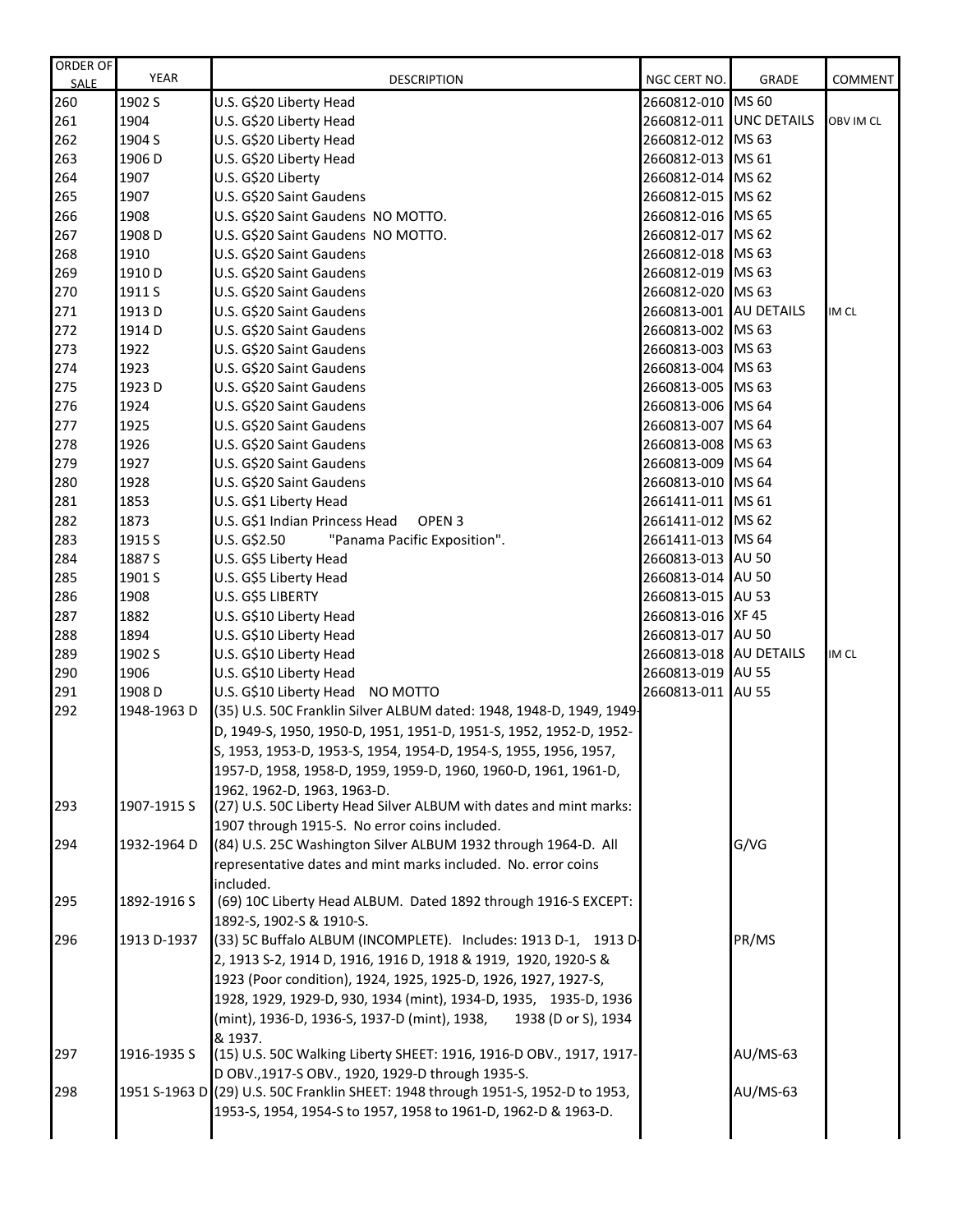| ORDER OF SALE | YEAR | DESCRIPTION | NGC CERT NO. | GRADE | COMMENT |
|---|---|---|---|---|---|
| 260 | 1902 S | U.S. G$20 Liberty Head | 2660812-010 | MS 60 | |
| 261 | 1904 | U.S. G$20 Liberty Head | 2660812-011 | UNC DETAILS | OBV IM CL |
| 262 | 1904 S | U.S. G$20 Liberty Head | 2660812-012 | MS 63 | |
| 263 | 1906 D | U.S. G$20 Liberty Head | 2660812-013 | MS 61 | |
| 264 | 1907 | U.S. G$20 Liberty | 2660812-014 | MS 62 | |
| 265 | 1907 | U.S. G$20 Saint Gaudens | 2660812-015 | MS 62 | |
| 266 | 1908 | U.S. G$20 Saint Gaudens NO MOTTO. | 2660812-016 | MS 65 | |
| 267 | 1908 D | U.S. G$20 Saint Gaudens NO MOTTO. | 2660812-017 | MS 62 | |
| 268 | 1910 | U.S. G$20 Saint Gaudens | 2660812-018 | MS 63 | |
| 269 | 1910 D | U.S. G$20 Saint Gaudens | 2660812-019 | MS 63 | |
| 270 | 1911 S | U.S. G$20 Saint Gaudens | 2660812-020 | MS 63 | |
| 271 | 1913 D | U.S. G$20 Saint Gaudens | 2660813-001 | AU DETAILS | IM CL |
| 272 | 1914 D | U.S. G$20 Saint Gaudens | 2660813-002 | MS 63 | |
| 273 | 1922 | U.S. G$20 Saint Gaudens | 2660813-003 | MS 63 | |
| 274 | 1923 | U.S. G$20 Saint Gaudens | 2660813-004 | MS 63 | |
| 275 | 1923 D | U.S. G$20 Saint Gaudens | 2660813-005 | MS 63 | |
| 276 | 1924 | U.S. G$20 Saint Gaudens | 2660813-006 | MS 64 | |
| 277 | 1925 | U.S. G$20 Saint Gaudens | 2660813-007 | MS 64 | |
| 278 | 1926 | U.S. G$20 Saint Gaudens | 2660813-008 | MS 63 | |
| 279 | 1927 | U.S. G$20 Saint Gaudens | 2660813-009 | MS 64 | |
| 280 | 1928 | U.S. G$20 Saint Gaudens | 2660813-010 | MS 64 | |
| 281 | 1853 | U.S. G$1 Liberty Head | 2661411-011 | MS 61 | |
| 282 | 1873 | U.S. G$1 Indian Princess Head OPEN 3 | 2661411-012 | MS 62 | |
| 283 | 1915 S | U.S. G$2.50 "Panama Pacific Exposition". | 2661411-013 | MS 64 | |
| 284 | 1887 S | U.S. G$5 Liberty Head | 2660813-013 | AU 50 | |
| 285 | 1901 S | U.S. G$5 Liberty Head | 2660813-014 | AU 50 | |
| 286 | 1908 | U.S. G$5 LIBERTY | 2660813-015 | AU 53 | |
| 287 | 1882 | U.S. G$10 Liberty Head | 2660813-016 | XF 45 | |
| 288 | 1894 | U.S. G$10 Liberty Head | 2660813-017 | AU 50 | |
| 289 | 1902 S | U.S. G$10 Liberty Head | 2660813-018 | AU DETAILS | IM CL |
| 290 | 1906 | U.S. G$10 Liberty Head | 2660813-019 | AU 55 | |
| 291 | 1908 D | U.S. G$10 Liberty Head NO MOTTO | 2660813-011 | AU 55 | |
| 292 | 1948-1963 D | (35) U.S. 50C Franklin Silver ALBUM dated: 1948, 1948-D, 1949, 1949-D, 1949-S, 1950, 1950-D, 1951, 1951-D, 1951-S, 1952, 1952-D, 1952-S, 1953, 1953-D, 1953-S, 1954, 1954-D, 1954-S, 1955, 1956, 1957, 1957-D, 1958, 1958-D, 1959, 1959-D, 1960, 1960-D, 1961, 1961-D, 1962, 1962-D, 1963, 1963-D. | | | |
| 293 | 1907-1915 S | (27) U.S. 50C Liberty Head Silver ALBUM with dates and mint marks: 1907 through 1915-S. No error coins included. | | | |
| 294 | 1932-1964 D | (84) U.S. 25C Washington Silver ALBUM 1932 through 1964-D. All representative dates and mint marks included. No error coins included. | | G/VG | |
| 295 | 1892-1916 S | (69) 10C Liberty Head ALBUM. Dated 1892 through 1916-S EXCEPT: 1892-S, 1902-S & 1910-S. | | | |
| 296 | 1913 D-1937 | (33) 5C Buffalo ALBUM (INCOMPLETE). Includes: 1913 D-1, 1913 D-2, 1913 S-2, 1914 D, 1916, 1916 D, 1918 & 1919, 1920, 1920-S & 1923 (Poor condition), 1924, 1925, 1925-D, 1926, 1927, 1927-S, 1928, 1929, 1929-D, 930, 1934 (mint), 1934-D, 1935, 1935-D, 1936 (mint), 1936-D, 1936-S, 1937-D (mint), 1938, 1938 (D or S), 1934 & 1937. | | PR/MS | |
| 297 | 1916-1935 S | (15) U.S. 50C Walking Liberty SHEET: 1916, 1916-D OBV., 1917, 1917-D OBV., 1917-S OBV., 1920, 1929-D through 1935-S. | | AU/MS-63 | |
| 298 | 1951 S-1963 D | (29) U.S. 50C Franklin SHEET: 1948 through 1951-S, 1952-D to 1953, 1953-S, 1954, 1954-S to 1957, 1958 to 1961-D, 1962-D & 1963-D. | | AU/MS-63 | |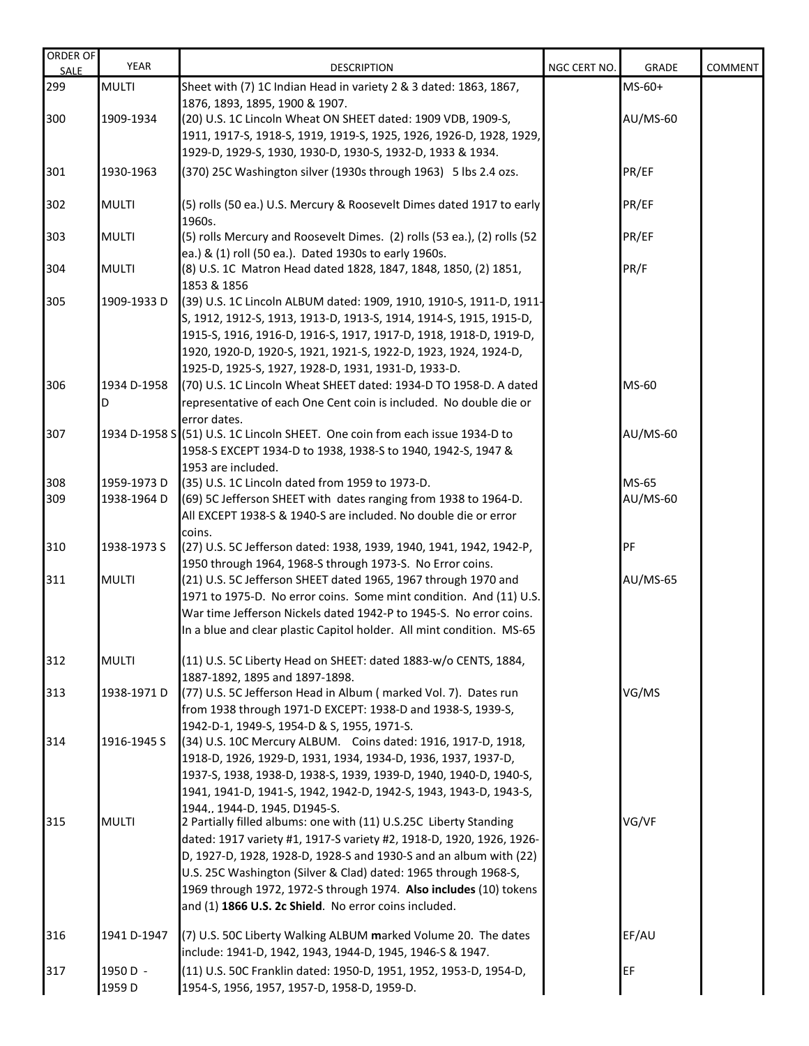| ORDER OF SALE | YEAR | DESCRIPTION | NGC CERT NO. | GRADE | COMMENT |
|---|---|---|---|---|---|
| 299 | MULTI | Sheet with (7) 1C Indian Head in variety 2 & 3 dated: 1863, 1867, 1876, 1893, 1895, 1900 & 1907. | | MS-60+ | |
| 300 | 1909-1934 | (20) U.S. 1C Lincoln Wheat ON SHEET dated: 1909 VDB, 1909-S, 1911, 1917-S, 1918-S, 1919, 1919-S, 1925, 1926, 1926-D, 1928, 1929, 1929-D, 1929-S, 1930, 1930-D, 1930-S, 1932-D, 1933 & 1934. | | AU/MS-60 | |
| 301 | 1930-1963 | (370) 25C Washington silver (1930s through 1963) 5 lbs 2.4 ozs. | | PR/EF | |
| 302 | MULTI | (5) rolls (50 ea.) U.S. Mercury & Roosevelt Dimes dated 1917 to early 1960s. | | PR/EF | |
| 303 | MULTI | (5) rolls Mercury and Roosevelt Dimes. (2) rolls (53 ea.), (2) rolls (52 ea.) & (1) roll (50 ea.). Dated 1930s to early 1960s. | | PR/EF | |
| 304 | MULTI | (8) U.S. 1C Matron Head dated 1828, 1847, 1848, 1850, (2) 1851, 1853 & 1856 | | PR/F | |
| 305 | 1909-1933 D | (39) U.S. 1C Lincoln ALBUM dated: 1909, 1910, 1910-S, 1911-D, 1911-S, 1912, 1912-S, 1913, 1913-D, 1913-S, 1914, 1914-S, 1915, 1915-D, 1915-S, 1916, 1916-D, 1916-S, 1917, 1917-D, 1918, 1918-D, 1919-D, 1920, 1920-D, 1920-S, 1921, 1921-S, 1922-D, 1923, 1924, 1924-D, 1925-D, 1925-S, 1927, 1928-D, 1931, 1931-D, 1933-D. | | | |
| 306 | 1934 D-1958 D | (70) U.S. 1C Lincoln Wheat SHEET dated: 1934-D TO 1958-D. A dated representative of each One Cent coin is included. No double die or error dates. | | MS-60 | |
| 307 | 1934 D-1958 S | (51) U.S. 1C Lincoln SHEET. One coin from each issue 1934-D to 1958-S EXCEPT 1934-D to 1938, 1938-S to 1940, 1942-S, 1947 & 1953 are included. | | AU/MS-60 | |
| 308 | 1959-1973 D | (35) U.S. 1C Lincoln dated from 1959 to 1973-D. | | MS-65 | |
| 309 | 1938-1964 D | (69) 5C Jefferson SHEET with dates ranging from 1938 to 1964-D. All EXCEPT 1938-S & 1940-S are included. No double die or error coins. | | AU/MS-60 | |
| 310 | 1938-1973 S | (27) U.S. 5C Jefferson dated: 1938, 1939, 1940, 1941, 1942, 1942-P, 1950 through 1964, 1968-S through 1973-S. No Error coins. | | PF | |
| 311 | MULTI | (21) U.S. 5C Jefferson SHEET dated 1965, 1967 through 1970 and 1971 to 1975-D. No error coins. Some mint condition. And (11) U.S. War time Jefferson Nickels dated 1942-P to 1945-S. No error coins. In a blue and clear plastic Capitol holder. All mint condition. MS-65 | | AU/MS-65 | |
| 312 | MULTI | (11) U.S. 5C Liberty Head on SHEET: dated 1883-w/o CENTS, 1884, 1887-1892, 1895 and 1897-1898. | | | |
| 313 | 1938-1971 D | (77) U.S. 5C Jefferson Head in Album ( marked Vol. 7). Dates run from 1938 through 1971-D EXCEPT: 1938-D and 1938-S, 1939-S, 1942-D-1, 1949-S, 1954-D & S, 1955, 1971-S. | | VG/MS | |
| 314 | 1916-1945 S | (34) U.S. 10C Mercury ALBUM. Coins dated: 1916, 1917-D, 1918, 1918-D, 1926, 1929-D, 1931, 1934, 1934-D, 1936, 1937, 1937-D, 1937-S, 1938, 1938-D, 1938-S, 1939, 1939-D, 1940, 1940-D, 1940-S, 1941, 1941-D, 1941-S, 1942, 1942-D, 1942-S, 1943, 1943-D, 1943-S, 1944,, 1944-D, 1945, D1945-S. | | | |
| 315 | MULTI | 2 Partially filled albums: one with (11) U.S.25C Liberty Standing dated: 1917 variety #1, 1917-S variety #2, 1918-D, 1920, 1926, 1926-D, 1927-D, 1928, 1928-D, 1928-S and 1930-S and an album with (22) U.S. 25C Washington (Silver & Clad) dated: 1965 through 1968-S, 1969 through 1972, 1972-S through 1974. **Also includes** (10) tokens and (1) **1866 U.S. 2c Shield**. No error coins included. | | VG/VF | |
| 316 | 1941 D-1947 | (7) U.S. 50C Liberty Walking ALBUM **m**arked Volume 20. The dates include: 1941-D, 1942, 1943, 1944-D, 1945, 1946-S & 1947. | | EF/AU | |
| 317 | 1950 D - 1959 D | (11) U.S. 50C Franklin dated: 1950-D, 1951, 1952, 1953-D, 1954-D, 1954-S, 1956, 1957, 1957-D, 1958-D, 1959-D. | | EF | |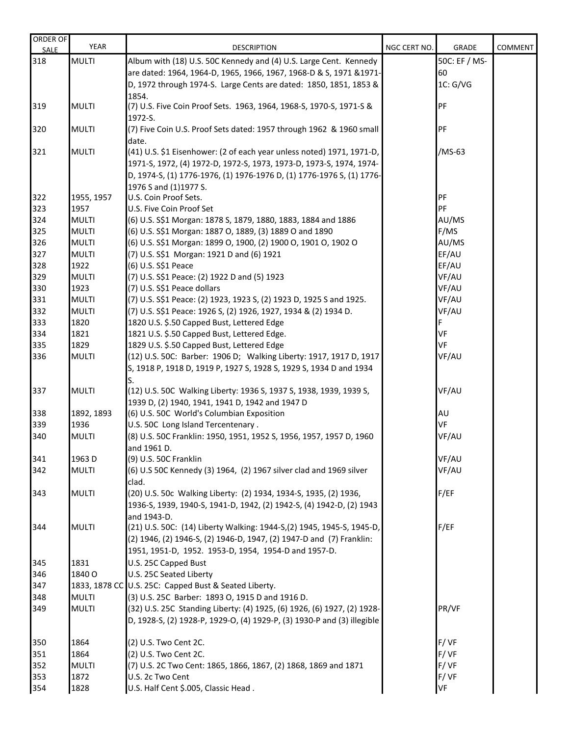| ORDER OF SALE | YEAR | DESCRIPTION | NGC CERT NO. | GRADE | COMMENT |
|---|---|---|---|---|---|
| 318 | MULTI | Album with (18) U.S. 50C Kennedy and (4) U.S. Large Cent. Kennedy are dated: 1964, 1964-D, 1965, 1966, 1967, 1968-D & S, 1971 &1971-D, 1972 through 1974-S. Large Cents are dated: 1850, 1851, 1853 & 1854. | | 50C: EF / MS-60 1C: G/VG | |
| 319 | MULTI | (7) U.S. Five Coin Proof Sets. 1963, 1964, 1968-S, 1970-S, 1971-S & 1972-S. | | PF | |
| 320 | MULTI | (7) Five Coin U.S. Proof Sets dated: 1957 through 1962 & 1960 small date. | | PF | |
| 321 | MULTI | (41) U.S. $1 Eisenhower: (2 of each year unless noted) 1971, 1971-D, 1971-S, 1972, (4) 1972-D, 1972-S, 1973, 1973-D, 1973-S, 1974, 1974-D, 1974-S, (1) 1776-1976, (1) 1976-1976 D, (1) 1776-1976 S, (1) 1776-1976 S and (1)1977 S. | | /MS-63 | |
| 322 | 1955, 1957 | U.S. Coin Proof Sets. | | PF | |
| 323 | 1957 | U.S. Five Coin Proof Set | | PF | |
| 324 | MULTI | (6) U.S. S$1 Morgan: 1878 S, 1879, 1880, 1883, 1884 and 1886 | | AU/MS | |
| 325 | MULTI | (6) U.S. S$1 Morgan: 1887 O, 1889, (3) 1889 O and 1890 | | F/MS | |
| 326 | MULTI | (6) U.S. S$1 Morgan: 1899 O, 1900, (2) 1900 O, 1901 O, 1902 O | | AU/MS | |
| 327 | MULTI | (7) U.S. S$1 Morgan: 1921 D and (6) 1921 | | EF/AU | |
| 328 | 1922 | (6) U.S. S$1 Peace | | EF/AU | |
| 329 | MULTI | (7) U.S. S$1 Peace: (2) 1922 D and (5) 1923 | | VF/AU | |
| 330 | 1923 | (7) U.S. S$1 Peace dollars | | VF/AU | |
| 331 | MULTI | (7) U.S. S$1 Peace: (2) 1923, 1923 S, (2) 1923 D, 1925 S and 1925. | | VF/AU | |
| 332 | MULTI | (7) U.S. S$1 Peace: 1926 S, (2) 1926, 1927, 1934 & (2) 1934 D. | | VF/AU | |
| 333 | 1820 | 1820 U.S. $.50 Capped Bust, Lettered Edge | | F | |
| 334 | 1821 | 1821 U.S. $.50 Capped Bust, Lettered Edge. | | VF | |
| 335 | 1829 | 1829 U.S. $.50 Capped Bust, Lettered Edge | | VF | |
| 336 | MULTI | (12) U.S. 50C: Barber: 1906 D; Walking Liberty: 1917, 1917 D, 1917 S, 1918 P, 1918 D, 1919 P, 1927 S, 1928 S, 1929 S, 1934 D and 1934 S. | | VF/AU | |
| 337 | MULTI | (12) U.S. 50C Walking Liberty: 1936 S, 1937 S, 1938, 1939, 1939 S, 1939 D, (2) 1940, 1941, 1941 D, 1942 and 1947 D | | VF/AU | |
| 338 | 1892, 1893 | (6) U.S. 50C World's Columbian Exposition | | AU | |
| 339 | 1936 | U.S. 50C Long Island Tercentenary . | | VF | |
| 340 | MULTI | (8) U.S. 50C Franklin: 1950, 1951, 1952 S, 1956, 1957, 1957 D, 1960 and 1961 D. | | VF/AU | |
| 341 | 1963 D | (9) U.S. 50C Franklin | | VF/AU | |
| 342 | MULTI | (6) U.S 50C Kennedy (3) 1964, (2) 1967 silver clad and 1969 silver clad. | | VF/AU | |
| 343 | MULTI | (20) U.S. 50c Walking Liberty: (2) 1934, 1934-S, 1935, (2) 1936, 1936-S, 1939, 1940-S, 1941-D, 1942, (2) 1942-S, (4) 1942-D, (2) 1943 and 1943-D. | | F/EF | |
| 344 | MULTI | (21) U.S. 50C: (14) Liberty Walking: 1944-S,(2) 1945, 1945-S, 1945-D, (2) 1946, (2) 1946-S, (2) 1946-D, 1947, (2) 1947-D and (7) Franklin: 1951, 1951-D, 1952. 1953-D, 1954, 1954-D and 1957-D. | | F/EF | |
| 345 | 1831 | U.S. 25C Capped Bust | | | |
| 346 | 1840 O | U.S. 25C Seated Liberty | | | |
| 347 | 1833, 1878 CC | U.S. 25C: Capped Bust & Seated Liberty. | | | |
| 348 | MULTI | (3) U.S. 25C Barber: 1893 O, 1915 D and 1916 D. | | | |
| 349 | MULTI | (32) U.S. 25C Standing Liberty: (4) 1925, (6) 1926, (6) 1927, (2) 1928-D, 1928-S, (2) 1928-P, 1929-O, (4) 1929-P, (3) 1930-P and (3) illegible | | PR/VF | |
| 350 | 1864 | (2) U.S. Two Cent 2C. | | F/ VF | |
| 351 | 1864 | (2) U.S. Two Cent 2C. | | F/ VF | |
| 352 | MULTI | (7) U.S. 2C Two Cent: 1865, 1866, 1867, (2) 1868, 1869 and 1871 | | F/ VF | |
| 353 | 1872 | U.S. 2c Two Cent | | F/ VF | |
| 354 | 1828 | U.S. Half Cent $.005, Classic Head . | | VF | |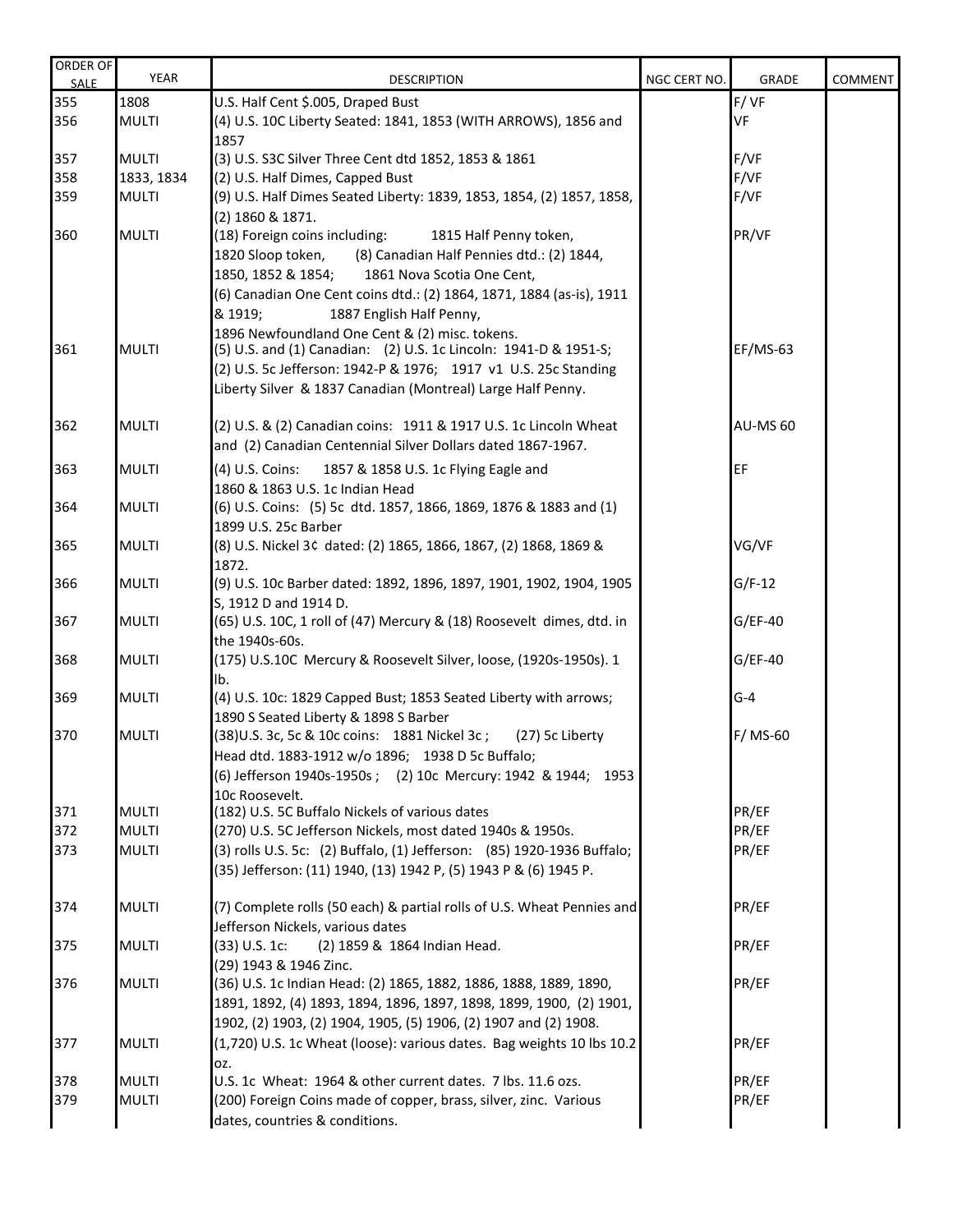| ORDER OF SALE | YEAR | DESCRIPTION | NGC CERT NO. | GRADE | COMMENT |
|---|---|---|---|---|---|
| 355 | 1808 | U.S. Half Cent $.005, Draped Bust | | F/ VF | |
| 356 | MULTI | (4) U.S. 10C Liberty Seated: 1841, 1853 (WITH ARROWS), 1856 and 1857 | | VF | |
| 357 | MULTI | (3) U.S. S3C Silver Three Cent dtd 1852, 1853 & 1861 | | F/VF | |
| 358 | 1833, 1834 | (2) U.S. Half Dimes, Capped Bust | | F/VF | |
| 359 | MULTI | (9) U.S. Half Dimes Seated Liberty: 1839, 1853, 1854, (2) 1857, 1858, (2) 1860 & 1871. | | F/VF | |
| 360 | MULTI | (18) Foreign coins including: 1815 Half Penny token, 1820 Sloop token, (8) Canadian Half Pennies dtd.: (2) 1844, 1850, 1852 & 1854; 1861 Nova Scotia One Cent, (6) Canadian One Cent coins dtd.: (2) 1864, 1871, 1884 (as-is), 1911 & 1919; 1887 English Half Penny, 1896 Newfoundland One Cent & (2) misc. tokens. | | PR/VF | |
| 361 | MULTI | (5) U.S. and (1) Canadian: (2) U.S. 1c Lincoln: 1941-D & 1951-S; (2) U.S. 5c Jefferson: 1942-P & 1976; 1917 v1 U.S. 25c Standing Liberty Silver & 1837 Canadian (Montreal) Large Half Penny. | | EF/MS-63 | |
| 362 | MULTI | (2) U.S. & (2) Canadian coins: 1911 & 1917 U.S. 1c Lincoln Wheat and (2) Canadian Centennial Silver Dollars dated 1867-1967. | | AU-MS 60 | |
| 363 | MULTI | (4) U.S. Coins: 1857 & 1858 U.S. 1c Flying Eagle and 1860 & 1863 U.S. 1c Indian Head | | EF | |
| 364 | MULTI | (6) U.S. Coins: (5) 5c dtd. 1857, 1866, 1869, 1876 & 1883 and (1) 1899 U.S. 25c Barber | | | |
| 365 | MULTI | (8) U.S. Nickel 3¢ dated: (2) 1865, 1866, 1867, (2) 1868, 1869 & 1872. | | VG/VF | |
| 366 | MULTI | (9) U.S. 10c Barber dated: 1892, 1896, 1897, 1901, 1902, 1904, 1905 S, 1912 D and 1914 D. | | G/F-12 | |
| 367 | MULTI | (65) U.S. 10C, 1 roll of (47) Mercury & (18) Roosevelt dimes, dtd. in the 1940s-60s. | | G/EF-40 | |
| 368 | MULTI | (175) U.S.10C Mercury & Roosevelt Silver, loose, (1920s-1950s). 1 lb. | | G/EF-40 | |
| 369 | MULTI | (4) U.S. 10c: 1829 Capped Bust; 1853 Seated Liberty with arrows; 1890 S Seated Liberty & 1898 S Barber | | G-4 | |
| 370 | MULTI | (38)U.S. 3c, 5c & 10c coins: 1881 Nickel 3c ; (27) 5c Liberty Head dtd. 1883-1912 w/o 1896; 1938 D 5c Buffalo; (6) Jefferson 1940s-1950s ; (2) 10c Mercury: 1942 & 1944; 1953 10c Roosevelt. | | F/ MS-60 | |
| 371 | MULTI | (182) U.S. 5C Buffalo Nickels of various dates | | PR/EF | |
| 372 | MULTI | (270) U.S. 5C Jefferson Nickels, most dated 1940s & 1950s. | | PR/EF | |
| 373 | MULTI | (3) rolls U.S. 5c: (2) Buffalo, (1) Jefferson: (85) 1920-1936 Buffalo; (35) Jefferson: (11) 1940, (13) 1942 P, (5) 1943 P & (6) 1945 P. | | PR/EF | |
| 374 | MULTI | (7) Complete rolls (50 each) & partial rolls of U.S. Wheat Pennies and Jefferson Nickels, various dates | | PR/EF | |
| 375 | MULTI | (33) U.S. 1c: (2) 1859 & 1864 Indian Head. (29) 1943 & 1946 Zinc. | | PR/EF | |
| 376 | MULTI | (36) U.S. 1c Indian Head: (2) 1865, 1882, 1886, 1888, 1889, 1890, 1891, 1892, (4) 1893, 1894, 1896, 1897, 1898, 1899, 1900, (2) 1901, 1902, (2) 1903, (2) 1904, 1905, (5) 1906, (2) 1907 and (2) 1908. | | PR/EF | |
| 377 | MULTI | (1,720) U.S. 1c Wheat (loose): various dates. Bag weights 10 lbs 10.2 oz. | | PR/EF | |
| 378 | MULTI | U.S. 1c Wheat: 1964 & other current dates. 7 lbs. 11.6 ozs. | | PR/EF | |
| 379 | MULTI | (200) Foreign Coins made of copper, brass, silver, zinc. Various dates, countries & conditions. | | PR/EF | |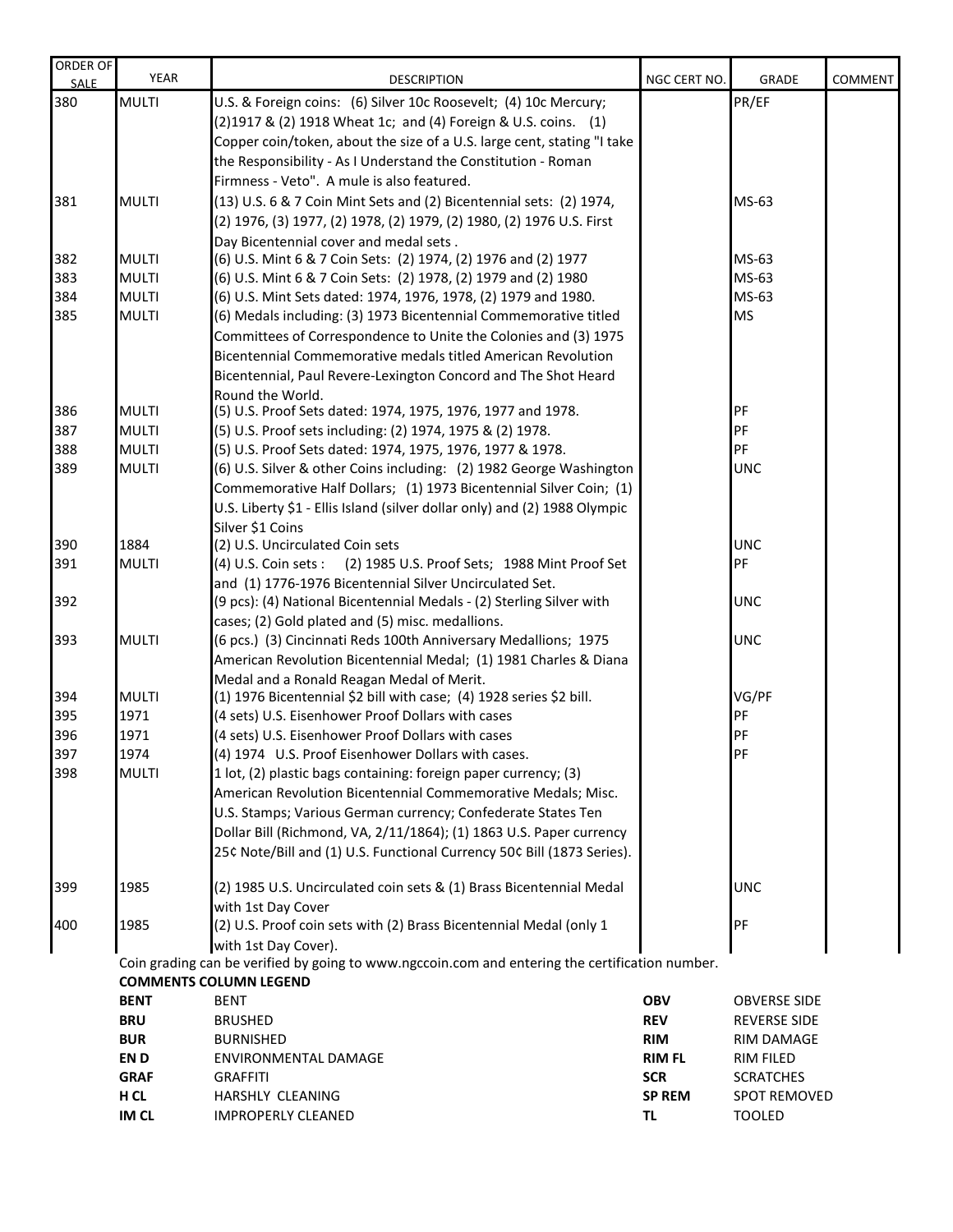| ORDER OF SALE | YEAR | DESCRIPTION | NGC CERT NO. | GRADE | COMMENT |
|---|---|---|---|---|---|
| 380 | MULTI | U.S. & Foreign coins: (6) Silver 10c Roosevelt; (4) 10c Mercury; (2)1917 & (2) 1918 Wheat 1c; and (4) Foreign & U.S. coins. (1) Copper coin/token, about the size of a U.S. large cent, stating "I take the Responsibility - As I Understand the Constitution - Roman Firmness - Veto". A mule is also featured. | | PR/EF | |
| 381 | MULTI | (13) U.S. 6 & 7 Coin Mint Sets and (2) Bicentennial sets: (2) 1974, (2) 1976, (3) 1977, (2) 1978, (2) 1979, (2) 1980, (2) 1976 U.S. First Day Bicentennial cover and medal sets . | | MS-63 | |
| 382 | MULTI | (6) U.S. Mint 6 & 7 Coin Sets: (2) 1974, (2) 1976 and (2) 1977 | | MS-63 | |
| 383 | MULTI | (6) U.S. Mint 6 & 7 Coin Sets: (2) 1978, (2) 1979 and (2) 1980 | | MS-63 | |
| 384 | MULTI | (6) U.S. Mint Sets dated: 1974, 1976, 1978, (2) 1979 and 1980. | | MS-63 | |
| 385 | MULTI | (6) Medals including: (3) 1973 Bicentennial Commemorative titled Committees of Correspondence to Unite the Colonies and (3) 1975 Bicentennial Commemorative medals titled American Revolution Bicentennial, Paul Revere-Lexington Concord and The Shot Heard Round the World. | | MS | |
| 386 | MULTI | (5) U.S. Proof Sets dated: 1974, 1975, 1976, 1977 and 1978. | | PF | |
| 387 | MULTI | (5) U.S. Proof sets including: (2) 1974, 1975 & (2) 1978. | | PF | |
| 388 | MULTI | (5) U.S. Proof Sets dated: 1974, 1975, 1976, 1977 & 1978. | | PF | |
| 389 | MULTI | (6) U.S. Silver & other Coins including: (2) 1982 George Washington Commemorative Half Dollars; (1) 1973 Bicentennial Silver Coin; (1) U.S. Liberty $1 - Ellis Island (silver dollar only) and (2) 1988 Olympic Silver $1 Coins | | UNC | |
| 390 | 1884 | (2) U.S. Uncirculated Coin sets | | UNC | |
| 391 | MULTI | (4) U.S. Coin sets : (2) 1985 U.S. Proof Sets; 1988 Mint Proof Set and (1) 1776-1976 Bicentennial Silver Uncirculated Set. | | PF | |
| 392 | | (9 pcs): (4) National Bicentennial Medals - (2) Sterling Silver with cases; (2) Gold plated and (5) misc. medallions. | | UNC | |
| 393 | MULTI | (6 pcs.) (3) Cincinnati Reds 100th Anniversary Medallions; 1975 American Revolution Bicentennial Medal; (1) 1981 Charles & Diana Medal and a Ronald Reagan Medal of Merit. | | UNC | |
| 394 | MULTI | (1) 1976 Bicentennial $2 bill with case; (4) 1928 series $2 bill. | | VG/PF | |
| 395 | 1971 | (4 sets) U.S. Eisenhower Proof Dollars with cases | | PF | |
| 396 | 1971 | (4 sets) U.S. Eisenhower Proof Dollars with cases | | PF | |
| 397 | 1974 | (4) 1974 U.S. Proof Eisenhower Dollars with cases. | | PF | |
| 398 | MULTI | 1 lot, (2) plastic bags containing: foreign paper currency; (3) American Revolution Bicentennial Commemorative Medals; Misc. U.S. Stamps; Various German currency; Confederate States Ten Dollar Bill (Richmond, VA, 2/11/1864); (1) 1863 U.S. Paper currency 25¢ Note/Bill and (1) U.S. Functional Currency 50¢ Bill (1873 Series). | | | |
| 399 | 1985 | (2) 1985 U.S. Uncirculated coin sets & (1) Brass Bicentennial Medal with 1st Day Cover | | UNC | |
| 400 | 1985 | (2) U.S. Proof coin sets with (2) Brass Bicentennial Medal (only 1 with 1st Day Cover). | | PF | |

Coin grading can be verified by going to www.ngccoin.com and entering the certification number.

**COMMENTS COLUMN LEGEND**

| | | | |
|---|---|---|---|
| **BENT** | BENT | **OBV** | OBVERSE SIDE |
| **BRU** | BRUSHED | **REV** | REVERSE SIDE |
| **BUR** | BURNISHED | **RIM** | RIM DAMAGE |
| **EN D** | ENVIRONMENTAL DAMAGE | **RIM FL** | RIM FILED |
| **GRAF** | GRAFFITI | **SCR** | SCRATCHES |
| **H CL** | HARSHLY CLEANING | **SP REM** | SPOT REMOVED |
| **IM CL** | IMPROPERLY CLEANED | **TL** | TOOLED |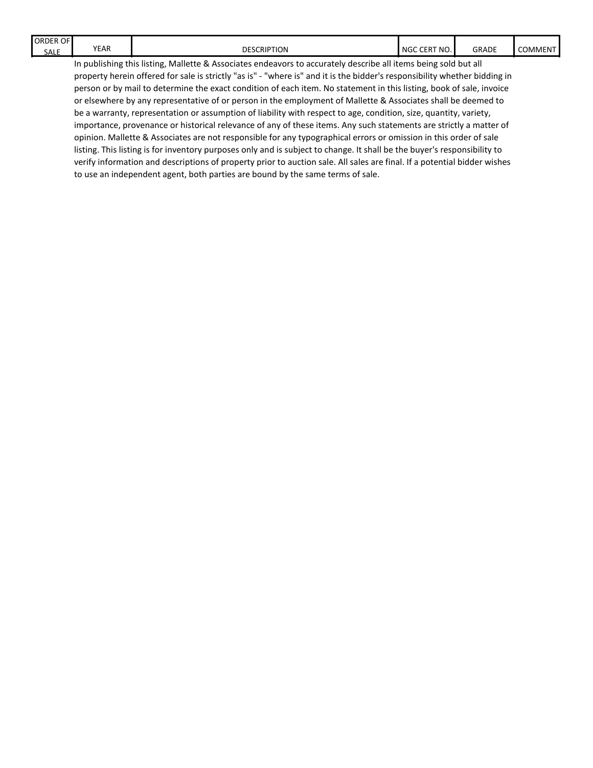| ORDER OF SALE | YEAR | DESCRIPTION | NGC CERT NO. | GRADE | COMMENT |
|---|---|---|---|---|---|

In publishing this listing, Mallette & Associates endeavors to accurately describe all items being sold but all property herein offered for sale is strictly "as is" - "where is" and it is the bidder's responsibility whether bidding in person or by mail to determine the exact condition of each item. No statement in this listing, book of sale, invoice or elsewhere by any representative of or person in the employment of Mallette & Associates shall be deemed to be a warranty, representation or assumption of liability with respect to age, condition, size, quantity, variety, importance, provenance or historical relevance of any of these items. Any such statements are strictly a matter of opinion. Mallette & Associates are not responsible for any typographical errors or omission in this order of sale listing. This listing is for inventory purposes only and is subject to change. It shall be the buyer's responsibility to verify information and descriptions of property prior to auction sale. All sales are final. If a potential bidder wishes to use an independent agent, both parties are bound by the same terms of sale.